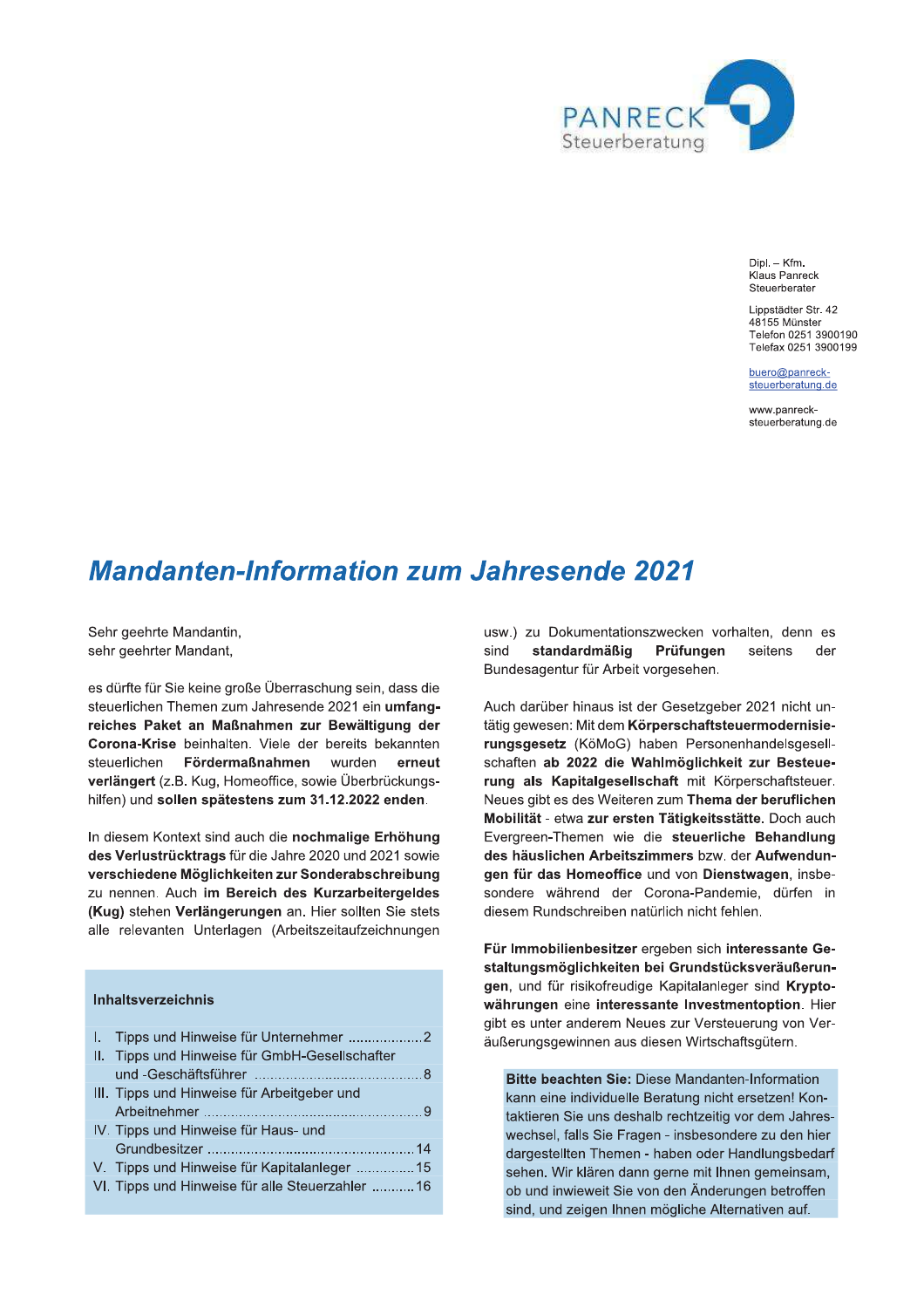PANRECK
Steuerberatung

Dipl. – Kfm.
Klaus Panreck
Steuerberater

Lippstädter Str. 42
48155 Münster
Telefon 0251 3900190
Telefax 0251 3900199

buero@panreck-steuerberatung.de

www.panreck-steuerberatung.de

# Mandanten-Information zum Jahresende 2021

Sehr geehrte Mandantin,
sehr geehrter Mandant,

es dürfte für Sie keine große Überraschung sein, dass die steuerlichen Themen zum Jahresende 2021 ein **umfangreiches Paket an Maßnahmen zur Bewältigung der Corona-Krise** beinhalten. Viele der bereits bekannten steuerlichen **Fördermaßnahmen** wurden **erneut verlängert** (z.B. Kug, Homeoffice, sowie Überbrückungshilfen) und **sollen spätestens zum 31.12.2022 enden**.

In diesem Kontext sind auch die **nochmalige Erhöhung des Verlustrücktrags** für die Jahre 2020 und 2021 sowie **verschiedene Möglichkeiten zur Sonderabschreibung** zu nennen. Auch **im Bereich des Kurzarbeitergeldes (Kug)** stehen **Verlängerungen** an. Hier sollten Sie stets alle relevanten Unterlagen (Arbeitszeitaufzeichnungen usw.) zu Dokumentationszwecken vorhalten, denn es sind **standardmäßig Prüfungen** seitens der Bundesagentur für Arbeit vorgesehen.

Auch darüber hinaus ist der Gesetzgeber 2021 nicht untätig gewesen: Mit dem **Körperschaftsteuermodernisierungsgesetz** (KöMoG) haben Personenhandelsgesellschaften **ab 2022 die Wahlmöglichkeit zur Besteuerung als Kapitalgesellschaft** mit Körperschaftsteuer. Neues gibt es des Weiteren zum **Thema der beruflichen Mobilität** - etwa **zur ersten Tätigkeitsstätte.** Doch auch Evergreen-Themen wie die **steuerliche Behandlung des häuslichen Arbeitszimmers** bzw. der **Aufwendungen für das Homeoffice** und von **Dienstwagen**, insbesondere während der Corona-Pandemie, dürfen in diesem Rundschreiben natürlich nicht fehlen.

**Für Immobilienbesitzer** ergeben sich **interessante Gestaltungsmöglichkeiten bei Grundstücksveräußerungen**, und für risikofreudige Kapitalanleger sind **Kryptowährungen** eine **interessante Investmentoption**. Hier gibt es unter anderem Neues zur Versteuerung von Veräußerungsgewinnen aus diesen Wirtschaftsgütern.

**Bitte beachten Sie:** Diese Mandanten-Information kann eine individuelle Beratung nicht ersetzen! Kontaktieren Sie uns deshalb rechtzeitig vor dem Jahreswechsel, falls Sie Fragen - insbesondere zu den hier dargestellten Themen - haben oder Handlungsbedarf sehen. Wir klären dann gerne mit Ihnen gemeinsam, ob und inwieweit Sie von den Änderungen betroffen sind, und zeigen Ihnen mögliche Alternativen auf.

**Inhaltsverzeichnis**

I. Tipps und Hinweise für Unternehmer .................. 2
II. Tipps und Hinweise für GmbH-Gesellschafter und -Geschäftsführer .................. 8
III. Tipps und Hinweise für Arbeitgeber und Arbeitnehmer .................. 9
IV. Tipps und Hinweise für Haus- und Grundbesitzer .................. 14
V. Tipps und Hinweise für Kapitalanleger .................. 15
VI. Tipps und Hinweise für alle Steuerzahler .................. 16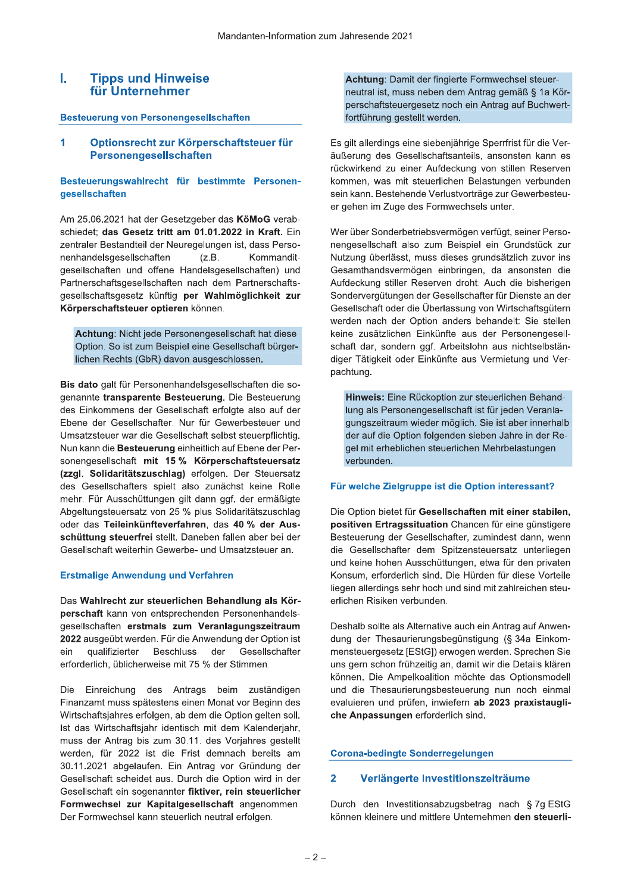# I. Tipps und Hinweise für Unternehmer

## Besteuerung von Personengesellschaften

### 1 Optionsrecht zur Körperschaftsteuer für Personengesellschaften

#### Besteuerungswahlrecht für bestimmte Personengesellschaften

Am 25.06.2021 hat der Gesetzgeber das **KöMoG** verabschiedet; **das Gesetz tritt am 01.01.2022 in Kraft.** Ein zentraler Bestandteil der Neuregelungen ist, dass Personenhandelsgesellschaften (z.B. Kommanditgesellschaften und offene Handelsgesellschaften) und Partnerschaftsgesellschaften nach dem Partnerschaftsgesellschaftsgesetz künftig **per Wahlmöglichkeit zur Körperschaftsteuer optieren** können.

> **Achtung**: Nicht jede Personengesellschaft hat diese Option. So ist zum Beispiel eine Gesellschaft bürgerlichen Rechts (GbR) davon ausgeschlossen.

**Bis dato** galt für Personenhandelsgesellschaften die sogenannte **transparente Besteuerung.** Die Besteuerung des Einkommens der Gesellschaft erfolgte also auf der Ebene der Gesellschafter. Nur für Gewerbesteuer und Umsatzsteuer war die Gesellschaft selbst steuerpflichtig. Nun kann die **Besteuerung** einheitlich auf Ebene der Personengesellschaft **mit 15 % Körperschaftsteuersatz (zzgl. Solidaritätszuschlag)** erfolgen. Der Steuersatz des Gesellschafters spielt also zunächst keine Rolle mehr. Für Ausschüttungen gilt dann ggf. der ermäßigte Abgeltungsteuersatz von 25 % plus Solidaritätszuschlag oder das **Teileinkünfteverfahren**, das **40 % der Ausschüttung steuerfrei** stellt. Daneben fallen aber bei der Gesellschaft weiterhin Gewerbe- und Umsatzsteuer an.

#### Erstmalige Anwendung und Verfahren

Das **Wahlrecht zur steuerlichen Behandlung als Körperschaft** kann von entsprechenden Personenhandelsgesellschaften **erstmals zum Veranlagungszeitraum 2022** ausgeübt werden. Für die Anwendung der Option ist ein qualifizierter Beschluss der Gesellschafter erforderlich, üblicherweise mit 75 % der Stimmen.

Die Einreichung des Antrags beim zuständigen Finanzamt muss spätestens einen Monat vor Beginn des Wirtschaftsjahres erfolgen, ab dem die Option gelten soll. Ist das Wirtschaftsjahr identisch mit dem Kalenderjahr, muss der Antrag bis zum 30.11. des Vorjahres gestellt werden, für 2022 ist die Frist demnach bereits am 30.11.2021 abgelaufen. Ein Antrag vor Gründung der Gesellschaft scheidet aus. Durch die Option wird in der Gesellschaft ein sogenannter **fiktiver, rein steuerlicher Formwechsel zur Kapitalgesellschaft** angenommen. Der Formwechsel kann steuerlich neutral erfolgen.

> **Achtung**: Damit der fingierte Formwechsel steuerneutral ist, muss neben dem Antrag gemäß § 1a Körperschaftsteuergesetz noch ein Antrag auf Buchwertfortführung gestellt werden.

Es gilt allerdings eine siebenjährige Sperrfrist für die Veräußerung des Gesellschaftsanteils, ansonsten kann es rückwirkend zu einer Aufdeckung von stillen Reserven kommen, was mit steuerlichen Belastungen verbunden sein kann. Bestehende Verlustvorträge zur Gewerbesteuer gehen im Zuge des Formwechsels unter.

Wer über Sonderbetriebsvermögen verfügt, seiner Personengesellschaft also zum Beispiel ein Grundstück zur Nutzung überlässt, muss dieses grundsätzlich zuvor ins Gesamthandsvermögen einbringen, da ansonsten die Aufdeckung stiller Reserven droht. Auch die bisherigen Sondervergütungen der Gesellschafter für Dienste an der Gesellschaft oder die Überlassung von Wirtschaftsgütern werden nach der Option anders behandelt: Sie stellen keine zusätzlichen Einkünfte aus der Personengesellschaft dar, sondern ggf. Arbeitslohn aus nichtselbständiger Tätigkeit oder Einkünfte aus Vermietung und Verpachtung.

> **Hinweis:** Eine Rückoption zur steuerlichen Behandlung als Personengesellschaft ist für jeden Veranlagungszeitraum wieder möglich. Sie ist aber innerhalb der auf die Option folgenden sieben Jahre in der Regel mit erheblichen steuerlichen Mehrbelastungen verbunden.

#### Für welche Zielgruppe ist die Option interessant?

Die Option bietet für **Gesellschaften mit einer stabilen, positiven Ertragssituation** Chancen für eine günstigere Besteuerung der Gesellschafter, zumindest dann, wenn die Gesellschafter dem Spitzensteuersatz unterliegen und keine hohen Ausschüttungen, etwa für den privaten Konsum, erforderlich sind. Die Hürden für diese Vorteile liegen allerdings sehr hoch und sind mit zahlreichen steuerlichen Risiken verbunden.

Deshalb sollte als Alternative auch ein Antrag auf Anwendung der Thesaurierungsbegünstigung (§ 34a Einkommensteuergesetz [EStG]) erwogen werden. Sprechen Sie uns gern schon frühzeitig an, damit wir die Details klären können. Die Ampelkoalition möchte das Optionsmodell und die Thesaurierungsbesteuerung nun noch einmal evaluieren und prüfen, inwiefern **ab 2023 praxistaugliche Anpassungen** erforderlich sind.

## Corona-bedingte Sonderregelungen

### 2 Verlängerte Investitionszeiträume

Durch den Investitionsabzugsbetrag nach § 7g EStG können kleinere und mittlere Unternehmen **den steuerli-**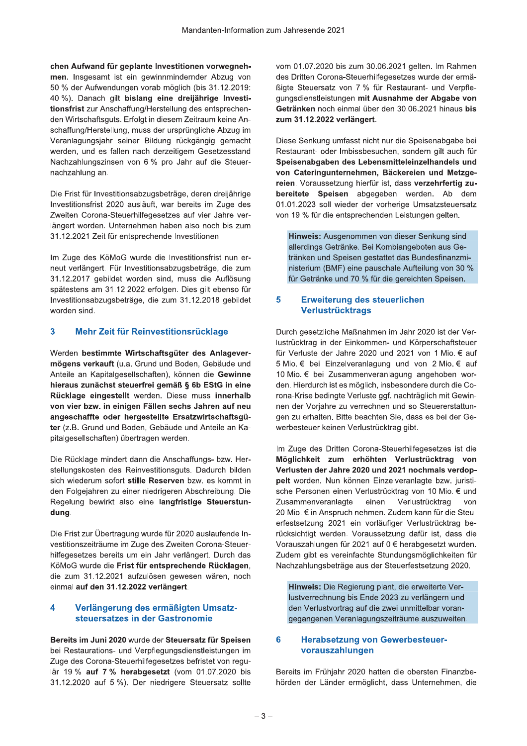chen Aufwand für geplante Investitionen vorwegnehmen. Insgesamt ist ein gewinnmindernder Abzug von 50 % der Aufwendungen vorab möglich (bis 31.12.2019: 40 %). Danach gilt **bislang eine dreijährige Investitionsfrist** zur Anschaffung/Herstellung des entsprechenden Wirtschaftsguts. Erfolgt in diesem Zeitraum keine Anschaffung/Herstellung, muss der ursprüngliche Abzug im Veranlagungsjahr seiner Bildung rückgängig gemacht werden, und es fallen nach derzeitigem Gesetzesstand Nachzahlungszinsen von 6 % pro Jahr auf die Steuernachzahlung an.

Die Frist für Investitionsabzugsbeträge, deren dreijährige Investitionsfrist 2020 ausläuft, war bereits im Zuge des Zweiten Corona-Steuerhilfegesetzes auf vier Jahre verlängert worden. Unternehmen haben also noch bis zum 31.12.2021 Zeit für entsprechende Investitionen.

Im Zuge des KöMoG wurde die Investitionsfrist nun erneut verlängert. Für Investitionsabzugsbeträge, die zum 31.12.2017 gebildet worden sind, muss die Auflösung spätestens am 31.12.2022 erfolgen. Dies gilt ebenso für Investitionsabzugsbeträge, die zum 31.12.2018 gebildet worden sind.

## 3 Mehr Zeit für Reinvestitionsrücklage

Werden **bestimmte Wirtschaftsgüter des Anlagevermögens verkauft** (u.a. Grund und Boden, Gebäude und Anteile an Kapitalgesellschaften), können die **Gewinne hieraus zunächst steuerfrei gemäß § 6b EStG in eine Rücklage eingestellt** werden. Diese muss **innerhalb von vier bzw. in einigen Fällen sechs Jahren auf neu angeschaffte oder hergestellte Ersatzwirtschaftsgüter** (z.B. Grund und Boden, Gebäude und Anteile an Kapitalgesellschaften) übertragen werden.

Die Rücklage mindert dann die Anschaffungs- bzw. Herstellungskosten des Reinvestitionsguts. Dadurch bilden sich wiederum sofort **stille Reserven** bzw. es kommt in den Folgejahren zu einer niedrigeren Abschreibung. Die Regelung bewirkt also eine **langfristige Steuerstundung**.

Die Frist zur Übertragung wurde für 2020 auslaufende Investitionszeiträume im Zuge des Zweiten Corona-Steuerhilfegesetzes bereits um ein Jahr verlängert. Durch das KöMoG wurde die **Frist für entsprechende Rücklagen**, die zum 31.12.2021 aufzulösen gewesen wären, noch einmal **auf den 31.12.2022 verlängert**.

## 4 Verlängerung des ermäßigten Umsatzsteuersatzes in der Gastronomie

**Bereits im Juni 2020** wurde der **Steuersatz für Speisen** bei Restaurations- und Verpflegungsdienstleistungen im Zuge des Corona-Steuerhilfegesetzes befristet von regulär 19 % **auf 7 % herabgesetzt** (vom 01.07.2020 bis 31.12.2020 auf 5 %). Der niedrigere Steuersatz sollte vom 01.07.2020 bis zum 30.06.2021 gelten. Im Rahmen des Dritten Corona-Steuerhilfegesetzes wurde der ermäßigte Steuersatz von 7 % für Restaurant- und Verpflegungsdienstleistungen **mit Ausnahme der Abgabe von Getränken** noch einmal über den 30.06.2021 hinaus **bis zum 31.12.2022 verlängert**.

Diese Senkung umfasst nicht nur die Speisenabgabe bei Restaurant- oder Imbissbesuchen, sondern gilt auch für **Speisenabgaben des Lebensmitteleinzelhandels und von Cateringunternehmen, Bäckereien und Metzgereien**. Voraussetzung hierfür ist, dass **verzehrfertig zubereitete Speisen** abgegeben werden. Ab dem 01.01.2023 soll wieder der vorherige Umsatzsteuersatz von 19 % für die entsprechenden Leistungen gelten.

> **Hinweis:** Ausgenommen von dieser Senkung sind allerdings Getränke. Bei Kombiangeboten aus Getränken und Speisen gestattet das Bundesfinanzministerium (BMF) eine pauschale Aufteilung von 30 % für Getränke und 70 % für die gereichten Speisen.

## 5 Erweiterung des steuerlichen Verlustrücktrags

Durch gesetzliche Maßnahmen im Jahr 2020 ist der Verlustrücktrag in der Einkommen- und Körperschaftsteuer für Verluste der Jahre 2020 und 2021 von 1 Mio. € auf 5 Mio. € bei Einzelveranlagung und von 2 Mio. € auf 10 Mio. € bei Zusammenveranlagung angehoben worden. Hierdurch ist es möglich, insbesondere durch die Corona-Krise bedingte Verluste ggf. nachträglich mit Gewinnen der Vorjahre zu verrechnen und so Steuererstattungen zu erhalten. Bitte beachten Sie, dass es bei der Gewerbesteuer keinen Verlustrücktrag gibt.

Im Zuge des Dritten Corona-Steuerhilfegesetzes ist die **Möglichkeit zum erhöhten Verlustrücktrag von Verlusten der Jahre 2020 und 2021 nochmals verdoppelt** worden. Nun können Einzelveranlagte bzw. juristische Personen einen Verlustrücktrag von 10 Mio. € und Zusammenveranlagte einen Verlustrücktrag von 20 Mio. € in Anspruch nehmen. Zudem kann für die Steuerfestsetzung 2021 ein vorläufiger Verlustrücktrag berücksichtigt werden. Voraussetzung dafür ist, dass die Vorauszahlungen für 2021 auf 0 € herabgesetzt wurden. Zudem gibt es vereinfachte Stundungsmöglichkeiten für Nachzahlungsbeträge aus der Steuerfestsetzung 2020.

> **Hinweis:** Die Regierung plant, die erweiterte Verlustverrechnung bis Ende 2023 zu verlängern und den Verlustvortrag auf die zwei unmittelbar vorangegangenen Veranlagungszeiträume auszuweiten.

## 6 Herabsetzung von Gewerbesteuervorauszahlungen

Bereits im Frühjahr 2020 hatten die obersten Finanzbehörden der Länder ermöglicht, dass Unternehmen, die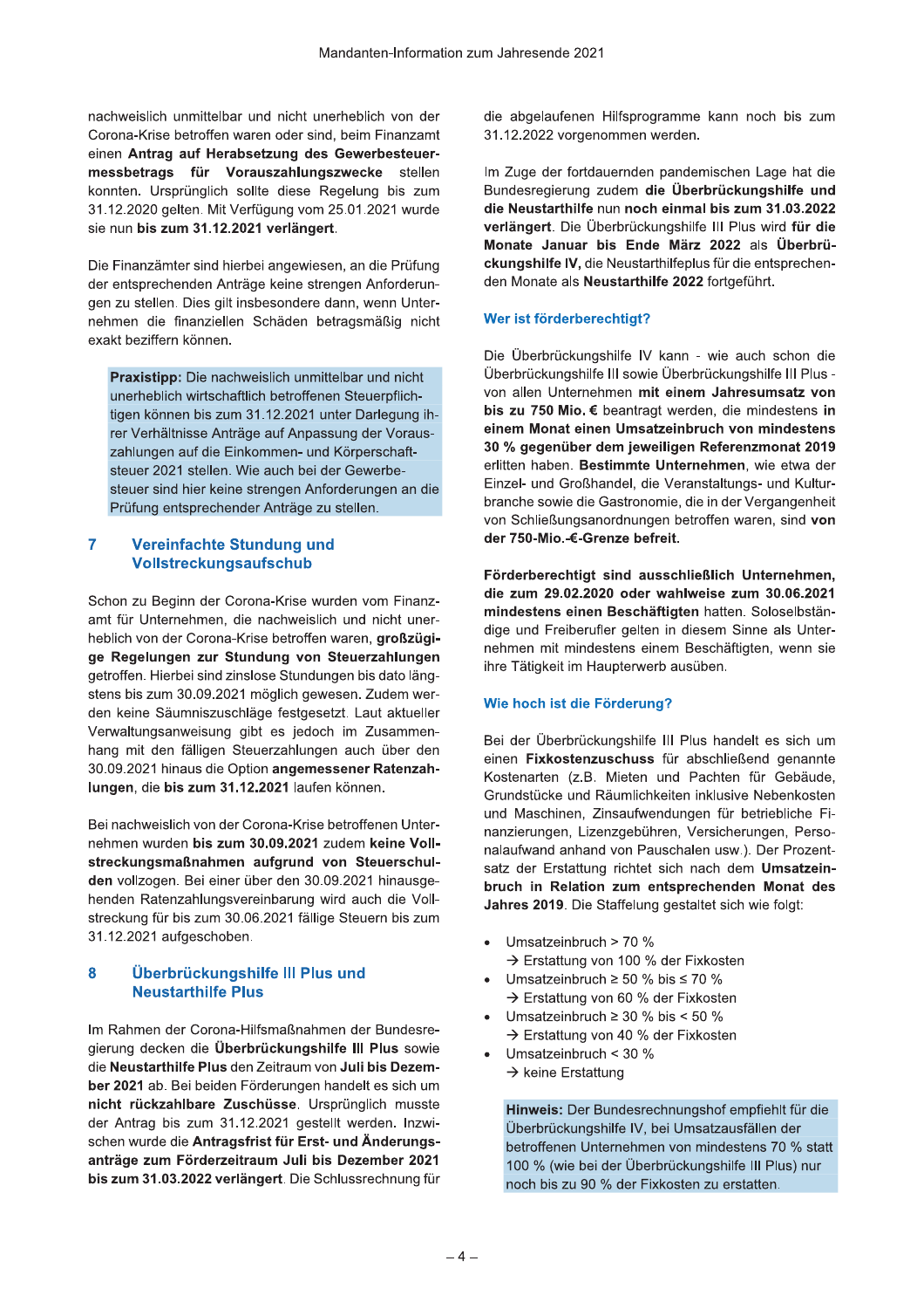nachweislich unmittelbar und nicht unerheblich von der Corona-Krise betroffen waren oder sind, beim Finanzamt einen **Antrag auf Herabsetzung des Gewerbesteuermessbetrags für Vorauszahlungszwecke** stellen konnten. Ursprünglich sollte diese Regelung bis zum 31.12.2020 gelten. Mit Verfügung vom 25.01.2021 wurde sie nun **bis zum 31.12.2021 verlängert**.

Die Finanzämter sind hierbei angewiesen, an die Prüfung der entsprechenden Anträge keine strengen Anforderungen zu stellen. Dies gilt insbesondere dann, wenn Unternehmen die finanziellen Schäden betragsmäßig nicht exakt beziffern können.

> **Praxistipp:** Die nachweislich unmittelbar und nicht unerheblich wirtschaftlich betroffenen Steuerpflichtigen können bis zum 31.12.2021 unter Darlegung ihrer Verhältnisse Anträge auf Anpassung der Vorauszahlungen auf die Einkommen- und Körperschaftsteuer 2021 stellen. Wie auch bei der Gewerbesteuer sind hier keine strengen Anforderungen an die Prüfung entsprechender Anträge zu stellen.

## 7 Vereinfachte Stundung und Vollstreckungsaufschub

Schon zu Beginn der Corona-Krise wurden vom Finanzamt für Unternehmen, die nachweislich und nicht unerheblich von der Corona-Krise betroffen waren, **großzügige Regelungen zur Stundung von Steuerzahlungen** getroffen. Hierbei sind zinslose Stundungen bis dato längstens bis zum 30.09.2021 möglich gewesen. Zudem werden keine Säumniszuschläge festgesetzt. Laut aktueller Verwaltungsanweisung gibt es jedoch im Zusammenhang mit den fälligen Steuerzahlungen auch über den 30.09.2021 hinaus die Option **angemessener Ratenzahlungen**, die **bis zum 31.12.2021** laufen können.

Bei nachweislich von der Corona-Krise betroffenen Unternehmen wurden **bis zum 30.09.2021** zudem **keine Vollstreckungsmaßnahmen aufgrund von Steuerschulden** vollzogen. Bei einer über den 30.09.2021 hinausgehenden Ratenzahlungsvereinbarung wird auch die Vollstreckung für bis zum 30.06.2021 fällige Steuern bis zum 31.12.2021 aufgeschoben.

## 8 Überbrückungshilfe III Plus und Neustarthilfe Plus

Im Rahmen der Corona-Hilfsmaßnahmen der Bundesregierung decken die **Überbrückungshilfe III Plus** sowie die **Neustarthilfe Plus** den Zeitraum von **Juli bis Dezember 2021** ab. Bei beiden Förderungen handelt es sich um **nicht rückzahlbare Zuschüsse**. Ursprünglich musste der Antrag bis zum 31.12.2021 gestellt werden. Inzwischen wurde die **Antragsfrist für Erst- und Änderungsanträge zum Förderzeitraum Juli bis Dezember 2021 bis zum 31.03.2022 verlängert**. Die Schlussrechnung für die abgelaufenen Hilfsprogramme kann noch bis zum 31.12.2022 vorgenommen werden.

Im Zuge der fortdauernden pandemischen Lage hat die Bundesregierung zudem **die Überbrückungshilfe und die Neustarthilfe nun noch einmal bis zum 31.03.2022 verlängert**. Die Überbrückungshilfe III Plus wird **für die Monate Januar bis Ende März 2022** als **Überbrückungshilfe IV,** die Neustarthilfeplus für die entsprechenden Monate als **Neustarthilfe 2022** fortgeführt.

### Wer ist förderberechtigt?

Die Überbrückungshilfe IV kann - wie auch schon die Überbrückungshilfe III sowie Überbrückungshilfe III Plus - von allen Unternehmen **mit einem Jahresumsatz von bis zu 750 Mio. €** beantragt werden, die mindestens **in einem Monat einen Umsatzeinbruch von mindestens 30 % gegenüber dem jeweiligen Referenzmonat 2019** erlitten haben. **Bestimmte Unternehmen**, wie etwa der Einzel- und Großhandel, die Veranstaltungs- und Kulturbranche sowie die Gastronomie, die in der Vergangenheit von Schließungsanordnungen betroffen waren, sind **von der 750-Mio.-€-Grenze befreit.**

**Förderberechtigt sind ausschließlich Unternehmen, die zum 29.02.2020 oder wahlweise zum 30.06.2021 mindestens einen Beschäftigten** hatten. Soloselbständige und Freiberufler gelten in diesem Sinne als Unternehmen mit mindestens einem Beschäftigten, wenn sie ihre Tätigkeit im Haupterwerb ausüben.

### Wie hoch ist die Förderung?

Bei der Überbrückungshilfe III Plus handelt es sich um einen **Fixkostenzuschuss** für abschließend genannte Kostenarten (z.B. Mieten und Pachten für Gebäude, Grundstücke und Räumlichkeiten inklusive Nebenkosten und Maschinen, Zinsaufwendungen für betriebliche Finanzierungen, Lizenzgebühren, Versicherungen, Personalaufwand anhand von Pauschalen usw.). Der Prozentsatz der Erstattung richtet sich nach dem **Umsatzeinbruch in Relation zum entsprechenden Monat des Jahres 2019**. Die Staffelung gestaltet sich wie folgt:

- Umsatzeinbruch > 70 %
  → Erstattung von 100 % der Fixkosten
- Umsatzeinbruch ≥ 50 % bis ≤ 70 %
  → Erstattung von 60 % der Fixkosten
- Umsatzeinbruch ≥ 30 % bis < 50 %
  → Erstattung von 40 % der Fixkosten
- Umsatzeinbruch < 30 %
  → keine Erstattung

> **Hinweis:** Der Bundesrechnungshof empfiehlt für die Überbrückungshilfe IV, bei Umsatzausfällen der betroffenen Unternehmen von mindestens 70 % statt 100 % (wie bei der Überbrückungshilfe III Plus) nur noch bis zu 90 % der Fixkosten zu erstatten.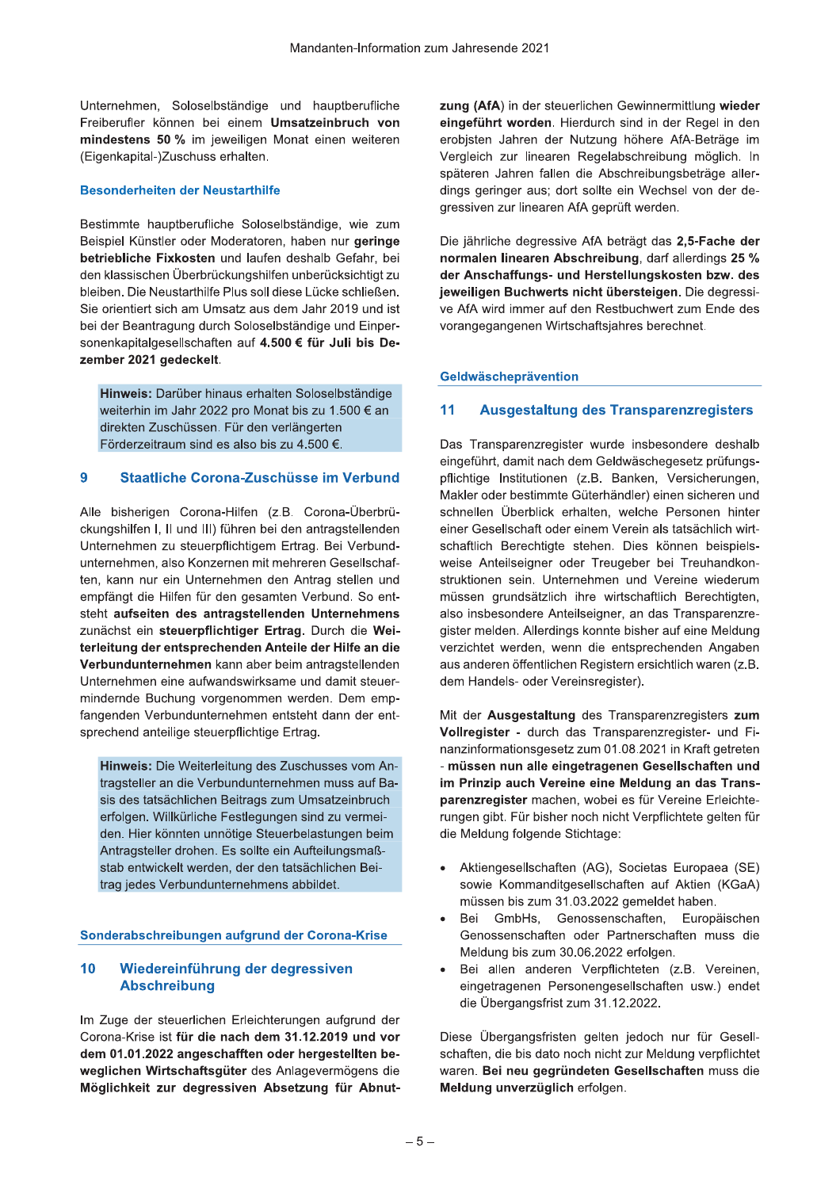Unternehmen, Soloselbständige und hauptberufliche Freiberufler können bei einem **Umsatzeinbruch von mindestens 50 %** im jeweiligen Monat einen weiteren (Eigenkapital-)Zuschuss erhalten.

### Besonderheiten der Neustarthilfe

Bestimmte hauptberufliche Soloselbständige, wie zum Beispiel Künstler oder Moderatoren, haben nur **geringe betriebliche Fixkosten** und laufen deshalb Gefahr, bei den klassischen Überbrückungshilfen unberücksichtigt zu bleiben. Die Neustarthilfe Plus soll diese Lücke schließen. Sie orientiert sich am Umsatz aus dem Jahr 2019 und ist bei der Beantragung durch Soloselbständige und Einpersonenkapitalgesellschaften auf **4.500 € für Juli bis Dezember 2021 gedeckelt**.

> **Hinweis:** Darüber hinaus erhalten Soloselbständige weiterhin im Jahr 2022 pro Monat bis zu 1.500 € an direkten Zuschüssen. Für den verlängerten Förderzeitraum sind es also bis zu 4.500 €.

## 9 Staatliche Corona-Zuschüsse im Verbund

Alle bisherigen Corona-Hilfen (z.B. Corona-Überbrückungshilfen I, II und III) führen bei den antragstellenden Unternehmen zu steuerpflichtigem Ertrag. Bei Verbundunternehmen, also Konzernen mit mehreren Gesellschaften, kann nur ein Unternehmen den Antrag stellen und empfängt die Hilfen für den gesamten Verbund. So entsteht **aufseiten des antragstellenden Unternehmens** zunächst ein **steuerpflichtiger Ertrag**. Durch die **Weiterleitung der entsprechenden Anteile der Hilfe an die Verbundunternehmen** kann aber beim antragstellenden Unternehmen eine aufwandswirksame und damit steuermindernde Buchung vorgenommen werden. Dem empfangenden Verbundunternehmen entsteht dann der entsprechend anteilige steuerpflichtige Ertrag.

> **Hinweis:** Die Weiterleitung des Zuschusses vom Antragsteller an die Verbundunternehmen muss auf Basis des tatsächlichen Beitrags zum Umsatzeinbruch erfolgen. Willkürliche Festlegungen sind zu vermeiden. Hier könnten unnötige Steuerbelastungen beim Antragsteller drohen. Es sollte ein Aufteilungsmaßstab entwickelt werden, der den tatsächlichen Beitrag jedes Verbundunternehmens abbildet.

### Sonderabschreibungen aufgrund der Corona-Krise

## 10 Wiedereinführung der degressiven Abschreibung

Im Zuge der steuerlichen Erleichterungen aufgrund der Corona-Krise ist **für die nach dem 31.12.2019 und vor dem 01.01.2022 angeschafften oder hergestellten beweglichen Wirtschaftsgüter** des Anlagevermögens die **Möglichkeit zur degressiven Absetzung für Abnutzung (AfA)** in der steuerlichen Gewinnermittlung **wieder eingeführt worden**. Hierdurch sind in der Regel in den erobjsten Jahren der Nutzung höhere AfA-Beträge im Vergleich zur linearen Regelabschreibung möglich. In späteren Jahren fallen die Abschreibungsbeträge allerdings geringer aus; dort sollte ein Wechsel von der degressiven zur linearen AfA geprüft werden.

Die jährliche degressive AfA beträgt das **2,5-Fache der normalen linearen Abschreibung**, darf allerdings **25 % der Anschaffungs- und Herstellungskosten bzw. des jeweiligen Buchwerts nicht übersteigen.** Die degressive AfA wird immer auf den Restbuchwert zum Ende des vorangegangenen Wirtschaftsjahres berechnet.

### Geldwäscheprävention

## 11 Ausgestaltung des Transparenzregisters

Das Transparenzregister wurde insbesondere deshalb eingeführt, damit nach dem Geldwäschegesetz prüfungspflichtige Institutionen (z.B. Banken, Versicherungen, Makler oder bestimmte Güterhändler) einen sicheren und schnellen Überblick erhalten, welche Personen hinter einer Gesellschaft oder einem Verein als tatsächlich wirtschaftlich Berechtigte stehen. Dies können beispielsweise Anteilseigner oder Treugeber bei Treuhandkonstruktionen sein. Unternehmen und Vereine wiederum müssen grundsätzlich ihre wirtschaftlich Berechtigten, also insbesondere Anteilseigner, an das Transparenzregister melden. Allerdings konnte bisher auf eine Meldung verzichtet werden, wenn die entsprechenden Angaben aus anderen öffentlichen Registern ersichtlich waren (z.B. dem Handels- oder Vereinsregister).

Mit der **Ausgestaltung** des Transparenzregisters **zum Vollregister** - durch das Transparenzregister- und Finanzinformationsgesetz zum 01.08.2021 in Kraft getreten - **müssen nun alle eingetragenen Gesellschaften und im Prinzip auch Vereine eine Meldung an das Transparenzregister** machen, wobei es für Vereine Erleichterungen gibt. Für bisher noch nicht Verpflichtete gelten für die Meldung folgende Stichtage:

- Aktiengesellschaften (AG), Societas Europaea (SE) sowie Kommanditgesellschaften auf Aktien (KGaA) müssen bis zum 31.03.2022 gemeldet haben.
- Bei GmbHs, Genossenschaften, Europäischen Genossenschaften oder Partnerschaften muss die Meldung bis zum 30.06.2022 erfolgen.
- Bei allen anderen Verpflichteten (z.B. Vereinen, eingetragenen Personengesellschaften usw.) endet die Übergangsfrist zum 31.12.2022.

Diese Übergangsfristen gelten jedoch nur für Gesellschaften, die bis dato noch nicht zur Meldung verpflichtet waren. **Bei neu gegründeten Gesellschaften** muss die **Meldung unverzüglich** erfolgen.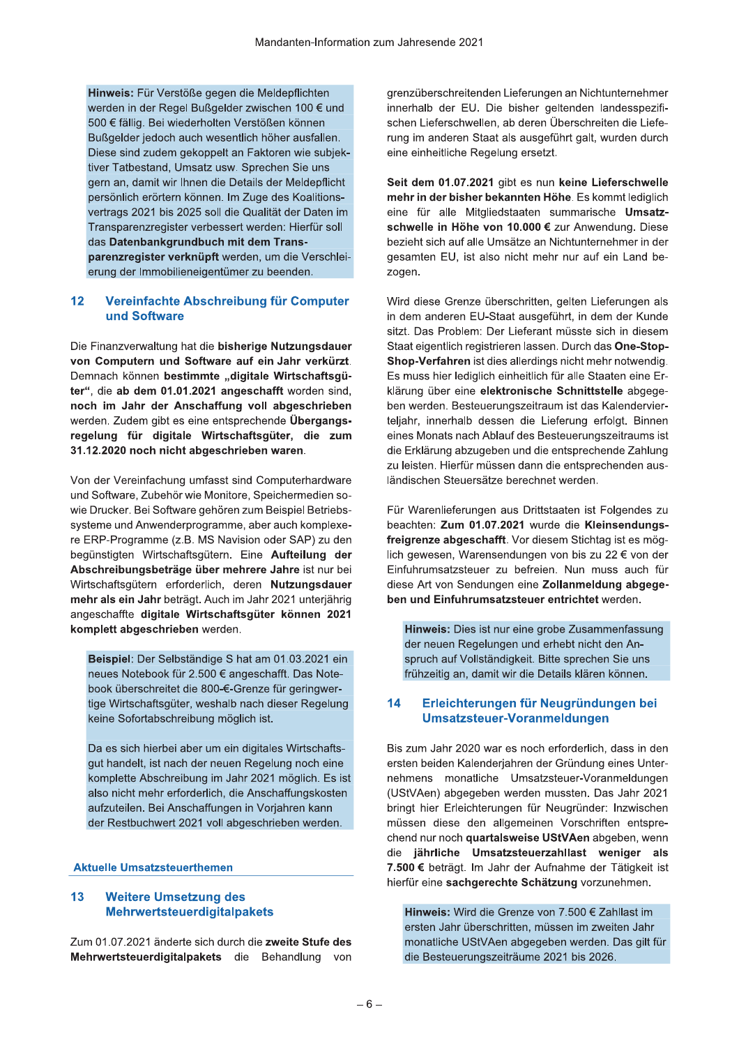**Hinweis:** Für Verstöße gegen die Meldepflichten werden in der Regel Bußgelder zwischen 100 € und 500 € fällig. Bei wiederholten Verstößen können Bußgelder jedoch auch wesentlich höher ausfallen. Diese sind zudem gekoppelt an Faktoren wie subjektiver Tatbestand, Umsatz usw. Sprechen Sie uns gern an, damit wir Ihnen die Details der Meldepflicht persönlich erörtern können. Im Zuge des Koalitionsvertrags 2021 bis 2025 soll die Qualität der Daten im Transparenzregister verbessert werden: Hierfür soll das **Datenbankgrundbuch mit dem Transparenzregister verknüpft** werden, um die Verschleierung der Immobilieneigentümer zu beenden.

## 12 Vereinfachte Abschreibung für Computer und Software

Die Finanzverwaltung hat die **bisherige Nutzungsdauer von Computern und Software auf ein Jahr verkürzt**. Demnach können **bestimmte „digitale Wirtschaftsgüter“**, die **ab dem 01.01.2021 angeschafft** worden sind, **noch im Jahr der Anschaffung voll abgeschrieben** werden. Zudem gibt es eine entsprechende **Übergangsregelung für digitale Wirtschaftsgüter, die zum 31.12.2020 noch nicht abgeschrieben waren**.

Von der Vereinfachung umfasst sind Computerhardware und Software, Zubehör wie Monitore, Speichermedien sowie Drucker. Bei Software gehören zum Beispiel Betriebssysteme und Anwenderprogramme, aber auch komplexere ERP-Programme (z.B. MS Navision oder SAP) zu den begünstigten Wirtschaftsgütern. Eine **Aufteilung der Abschreibungsbeträge über mehrere Jahre** ist nur bei Wirtschaftsgütern erforderlich, deren **Nutzungsdauer mehr als ein Jahr** beträgt. Auch im Jahr 2021 unterjährig angeschaffte **digitale Wirtschaftsgüter können 2021 komplett abgeschrieben** werden.

**Beispiel**: Der Selbständige S hat am 01.03.2021 ein neues Notebook für 2.500 € angeschafft. Das Notebook überschreitet die 800-€-Grenze für geringwertige Wirtschaftsgüter, weshalb nach dieser Regelung keine Sofortabschreibung möglich ist.

Da es sich hierbei aber um ein digitales Wirtschaftsgut handelt, ist nach der neuen Regelung noch eine komplette Abschreibung im Jahr 2021 möglich. Es ist also nicht mehr erforderlich, die Anschaffungskosten aufzuteilen. Bei Anschaffungen in Vorjahren kann der Restbuchwert 2021 voll abgeschrieben werden.

# Aktuelle Umsatzsteuerthemen

## 13 Weitere Umsetzung des Mehrwertsteuerdigitalpakets

Zum 01.07.2021 änderte sich durch die **zweite Stufe des Mehrwertsteuerdigitalpakets** die Behandlung von grenzüberschreitenden Lieferungen an Nichtunternehmer innerhalb der EU. Die bisher geltenden landesspezifischen Lieferschwellen, ab deren Überschreiten die Lieferung im anderen Staat als ausgeführt galt, wurden durch eine einheitliche Regelung ersetzt.

**Seit dem 01.07.2021** gibt es nun **keine Lieferschwelle mehr in der bisher bekannten Höhe**. Es kommt lediglich eine für alle Mitgliedstaaten summarische **Umsatzschwelle in Höhe von 10.000 €** zur Anwendung. Diese bezieht sich auf alle Umsätze an Nichtunternehmer in der gesamten EU, ist also nicht mehr nur auf ein Land bezogen.

Wird diese Grenze überschritten, gelten Lieferungen als in dem anderen EU-Staat ausgeführt, in dem der Kunde sitzt. Das Problem: Der Lieferant müsste sich in diesem Staat eigentlich registrieren lassen. Durch das **One-Stop-Shop-Verfahren** ist dies allerdings nicht mehr notwendig. Es muss hier lediglich einheitlich für alle Staaten eine Erklärung über eine **elektronische Schnittstelle** abgegeben werden. Besteuerungszeitraum ist das Kalendervierteljahr, innerhalb dessen die Lieferung erfolgt. Binnen eines Monats nach Ablauf des Besteuerungszeitraums ist die Erklärung abzugeben und die entsprechende Zahlung zu leisten. Hierfür müssen dann die entsprechenden ausländischen Steuersätze berechnet werden.

Für Warenlieferungen aus Drittstaaten ist Folgendes zu beachten: **Zum 01.07.2021** wurde die **Kleinsendungsfreigrenze abgeschafft**. Vor diesem Stichtag ist es möglich gewesen, Warensendungen von bis zu 22 € von der Einfuhrumsatzsteuer zu befreien. Nun muss auch für diese Art von Sendungen eine **Zollanmeldung abgegeben und Einfuhrumsatzsteuer entrichtet** werden.

**Hinweis:** Dies ist nur eine grobe Zusammenfassung der neuen Regelungen und erhebt nicht den Anspruch auf Vollständigkeit. Bitte sprechen Sie uns frühzeitig an, damit wir die Details klären können.

## 14 Erleichterungen für Neugründungen bei Umsatzsteuer-Voranmeldungen

Bis zum Jahr 2020 war es noch erforderlich, dass in den ersten beiden Kalenderjahren der Gründung eines Unternehmens monatliche Umsatzsteuer-Voranmeldungen (UStVAen) abgegeben werden mussten. Das Jahr 2021 bringt hier Erleichterungen für Neugründer: Inzwischen müssen diese den allgemeinen Vorschriften entsprechend nur noch **quartalsweise UStVAen** abgeben, wenn die **jährliche Umsatzsteuerzahllast weniger als 7.500 €** beträgt. Im Jahr der Aufnahme der Tätigkeit ist hierfür eine **sachgerechte Schätzung** vorzunehmen.

**Hinweis:** Wird die Grenze von 7.500 € Zahllast im ersten Jahr überschritten, müssen im zweiten Jahr monatliche UStVAen abgegeben werden. Das gilt für die Besteuerungszeiträume 2021 bis 2026.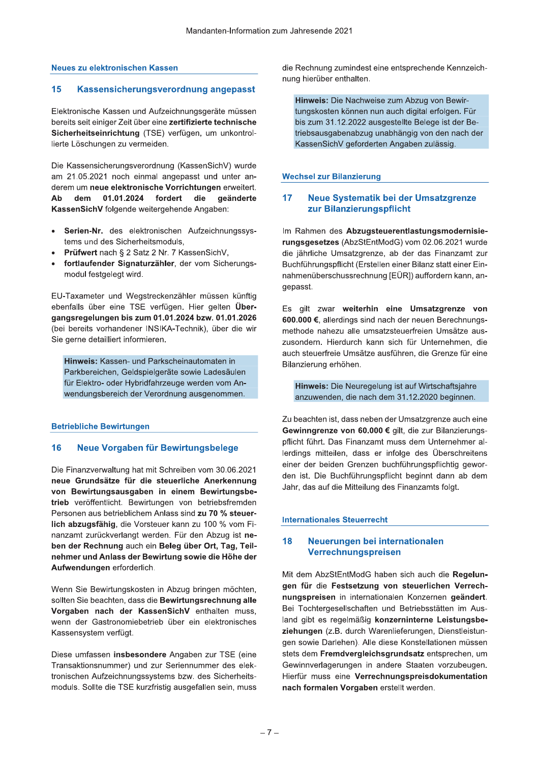### Neues zu elektronischen Kassen

## 15 Kassensicherungsverordnung angepasst

Elektronische Kassen und Aufzeichnungsgeräte müssen bereits seit einiger Zeit über eine **zertifizierte technische Sicherheitseinrichtung** (TSE) verfügen, um unkontrollierte Löschungen zu vermeiden.

Die Kassensicherungsverordnung (KassenSichV) wurde am 21.05.2021 noch einmal angepasst und unter anderem um **neue elektronische Vorrichtungen** erweitert. **Ab dem 01.01.2024 fordert die geänderte KassenSichV** folgende weitergehende Angaben:

- **Serien-Nr.** des elektronischen Aufzeichnungssystems und des Sicherheitsmoduls,
- **Prüfwert** nach § 2 Satz 2 Nr. 7 KassenSichV,
- **fortlaufender Signaturzähler**, der vom Sicherungsmodul festgelegt wird.

EU-Taxameter und Wegstreckenzähler müssen künftig ebenfalls über eine TSE verfügen. Hier gelten **Übergangsregelungen bis zum 01.01.2024 bzw. 01.01.2026** (bei bereits vorhandener INSIKA-Technik), über die wir Sie gerne detailliert informieren.

> **Hinweis:** Kassen- und Parkscheinautomaten in Parkbereichen, Geldspielgeräte sowie Ladesäulen für Elektro- oder Hybridfahrzeuge werden vom Anwendungsbereich der Verordnung ausgenommen.

### Betriebliche Bewirtungen

## 16 Neue Vorgaben für Bewirtungsbelege

Die Finanzverwaltung hat mit Schreiben vom 30.06.2021 **neue Grundsätze für die steuerliche Anerkennung von Bewirtungsausgaben in einem Bewirtungsbetrieb** veröffentlicht. Bewirtungen von betriebsfremden Personen aus betrieblichem Anlass sind **zu 70 % steuerlich abzugsfähig**, die Vorsteuer kann zu 100 % vom Finanzamt zurückverlangt werden. Für den Abzug ist **neben der Rechnung** auch ein **Beleg über Ort, Tag, Teilnehmer und Anlass der Bewirtung sowie die Höhe der Aufwendungen** erforderlich.

Wenn Sie Bewirtungskosten in Abzug bringen möchten, sollten Sie beachten, dass die **Bewirtungsrechnung alle Vorgaben nach der KassenSichV** enthalten muss, wenn der Gastronomiebetrieb über ein elektronisches Kassensystem verfügt.

Diese umfassen **insbesondere** Angaben zur TSE (eine Transaktionsnummer) und zur Seriennummer des elektronischen Aufzeichnungssystems bzw. des Sicherheitsmoduls. Sollte die TSE kurzfristig ausgefallen sein, muss die Rechnung zumindest eine entsprechende Kennzeichnung hierüber enthalten.

> **Hinweis:** Die Nachweise zum Abzug von Bewirtungskosten können nun auch digital erfolgen. Für bis zum 31.12.2022 ausgestellte Belege ist der Betriebsausgabenabzug unabhängig von den nach der KassenSichV geforderten Angaben zulässig.

### Wechsel zur Bilanzierung

## 17 Neue Systematik bei der Umsatzgrenze zur Bilanzierungspflicht

Im Rahmen des **Abzugsteuerentlastungsmodernisierungsgesetzes** (AbzStEntModG) vom 02.06.2021 wurde die jährliche Umsatzgrenze, ab der das Finanzamt zur Buchführungspflicht (Erstellen einer Bilanz statt einer Einnahmenüberschussrechnung [EÜR]) auffordern kann, angepasst.

Es gilt zwar **weiterhin eine Umsatzgrenze von 600.000 €**, allerdings sind nach der neuen Berechnungsmethode nahezu alle umsatzsteuerfreien Umsätze auszusondern. Hierdurch kann sich für Unternehmen, die auch steuerfreie Umsätze ausführen, die Grenze für eine Bilanzierung erhöhen.

> **Hinweis:** Die Neuregelung ist auf Wirtschaftsjahre anzuwenden, die nach dem 31.12.2020 beginnen.

Zu beachten ist, dass neben der Umsatzgrenze auch eine **Gewinngrenze von 60.000 €** gilt, die zur Bilanzierungspflicht führt. Das Finanzamt muss dem Unternehmer allerdings mitteilen, dass er infolge des Überschreitens einer der beiden Grenzen buchführungspflichtig geworden ist. Die Buchführungspflicht beginnt dann ab dem Jahr, das auf die Mitteilung des Finanzamts folgt.

### Internationales Steuerrecht

## 18 Neuerungen bei internationalen Verrechnungspreisen

Mit dem AbzStEntModG haben sich auch die **Regelungen für** die **Festsetzung von steuerlichen Verrechnungspreisen** in internationalen Konzernen **geändert**. Bei Tochtergesellschaften und Betriebsstätten im Ausland gibt es regelmäßig **konzerninterne Leistungsbeziehungen** (z.B. durch Warenlieferungen, Dienstleistungen sowie Darlehen). Alle diese Konstellationen müssen stets dem **Fremdvergleichsgrundsatz** entsprechen, um Gewinnverlagerungen in andere Staaten vorzubeugen. Hierfür muss eine **Verrechnungspreisdokumentation nach formalen Vorgaben** erstellt werden.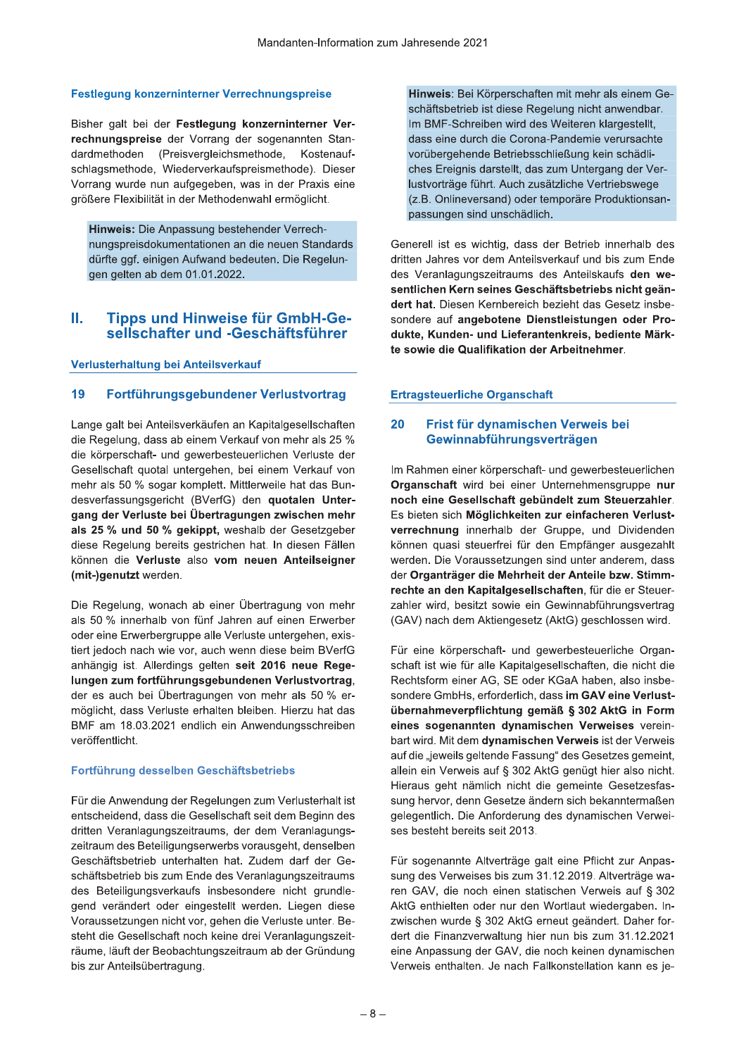### Festlegung konzerninterner Verrechnungspreise

Bisher galt bei der **Festlegung konzerninterner Verrechnungspreise** der Vorrang der sogenannten Standardmethoden (Preisvergleichsmethode, Kostenaufschlagsmethode, Wiederverkaufspreismethode). Dieser Vorrang wurde nun aufgegeben, was in der Praxis eine größere Flexibilität in der Methodenwahl ermöglicht.

> **Hinweis:** Die Anpassung bestehender Verrechnungspreisdokumentationen an die neuen Standards dürfte ggf. einigen Aufwand bedeuten. Die Regelungen gelten ab dem 01.01.2022.

## II. Tipps und Hinweise für GmbH-Gesellschafter und -Geschäftsführer

### Verlusterhaltung bei Anteilsverkauf

### 19 Fortführungsgebundener Verlustvortrag

Lange galt bei Anteilsverkäufen an Kapitalgesellschaften die Regelung, dass ab einem Verkauf von mehr als 25 % die körperschaft- und gewerbesteuerlichen Verluste der Gesellschaft quotal untergehen, bei einem Verkauf von mehr als 50 % sogar komplett. Mittlerweile hat das Bundesverfassungsgericht (BVerfG) den **quotalen Untergang der Verluste bei Übertragungen zwischen mehr als 25 % und 50 % gekippt,** weshalb der Gesetzgeber diese Regelung bereits gestrichen hat. In diesen Fällen können die **Verluste** also **vom neuen Anteilseigner (mit-)genutzt** werden.

Die Regelung, wonach ab einer Übertragung von mehr als 50 % innerhalb von fünf Jahren auf einen Erwerber oder eine Erwerbergruppe alle Verluste untergehen, existiert jedoch nach wie vor, auch wenn diese beim BVerfG anhängig ist. Allerdings gelten **seit 2016 neue Regelungen zum fortführungsgebundenen Verlustvortrag**, der es auch bei Übertragungen von mehr als 50 % ermöglicht, dass Verluste erhalten bleiben. Hierzu hat das BMF am 18.03.2021 endlich ein Anwendungsschreiben veröffentlicht.

#### Fortführung desselben Geschäftsbetriebs

Für die Anwendung der Regelungen zum Verlusterhalt ist entscheidend, dass die Gesellschaft seit dem Beginn des dritten Veranlagungszeitraums, der dem Veranlagungszeitraum des Beteiligungserwerbs vorausgeht, denselben Geschäftsbetrieb unterhalten hat. Zudem darf der Geschäftsbetrieb bis zum Ende des Veranlagungszeitraums des Beteiligungsverkaufs insbesondere nicht grundlegend verändert oder eingestellt werden. Liegen diese Voraussetzungen nicht vor, gehen die Verluste unter. Besteht die Gesellschaft noch keine drei Veranlagungszeiträume, läuft der Beobachtungszeitraum ab der Gründung bis zur Anteilsübertragung.

> **Hinweis:** Bei Körperschaften mit mehr als einem Geschäftsbetrieb ist diese Regelung nicht anwendbar. Im BMF-Schreiben wird des Weiteren klargestellt, dass eine durch die Corona-Pandemie verursachte vorübergehende Betriebsschließung kein schädliches Ereignis darstellt, das zum Untergang der Verlustvorträge führt. Auch zusätzliche Vertriebswege (z.B. Onlineversand) oder temporäre Produktionsanpassungen sind unschädlich.

Generell ist es wichtig, dass der Betrieb innerhalb des dritten Jahres vor dem Anteilsverkauf und bis zum Ende des Veranlagungszeitraums des Anteilskaufs **den wesentlichen Kern seines Geschäftsbetriebs nicht geändert hat.** Diesen Kernbereich bezieht das Gesetz insbesondere auf **angebotene Dienstleistungen oder Produkte, Kunden- und Lieferantenkreis, bediente Märkte sowie die Qualifikation der Arbeitnehmer**.

### Ertragsteuerliche Organschaft

### 20 Frist für dynamischen Verweis bei Gewinnabführungsverträgen

Im Rahmen einer körperschaft- und gewerbesteuerlichen **Organschaft** wird bei einer Unternehmensgruppe **nur noch eine Gesellschaft gebündelt zum Steuerzahler**. Es bieten sich **Möglichkeiten zur einfacheren Verlustverrechnung** innerhalb der Gruppe, und Dividenden können quasi steuerfrei für den Empfänger ausgezahlt werden. Die Voraussetzungen sind unter anderem, dass der **Organträger die Mehrheit der Anteile bzw. Stimmrechte an den Kapitalgesellschaften**, für die er Steuerzahler wird, besitzt sowie ein Gewinnabführungsvertrag (GAV) nach dem Aktiengesetz (AktG) geschlossen wird.

Für eine körperschaft- und gewerbesteuerliche Organschaft ist wie für alle Kapitalgesellschaften, die nicht die Rechtsform einer AG, SE oder KGaA haben, also insbesondere GmbHs, erforderlich, dass **im GAV eine Verlustübernahmeverpflichtung gemäß § 302 AktG in Form eines sogenannten dynamischen Verweises** vereinbart wird. Mit dem **dynamischen Verweis** ist der Verweis auf die „jeweils geltende Fassung“ des Gesetzes gemeint, allein ein Verweis auf § 302 AktG genügt hier also nicht. Hieraus geht nämlich nicht die gemeinte Gesetzesfassung hervor, denn Gesetze ändern sich bekanntermaßen gelegentlich. Die Anforderung des dynamischen Verweises besteht bereits seit 2013.

Für sogenannte Altverträge galt eine Pflicht zur Anpassung des Verweises bis zum 31.12.2019. Altverträge waren GAV, die noch einen statischen Verweis auf § 302 AktG enthielten oder nur den Wortlaut wiedergaben. Inzwischen wurde § 302 AktG erneut geändert. Daher fordert die Finanzverwaltung hier nun bis zum 31.12.2021 eine Anpassung der GAV, die noch keinen dynamischen Verweis enthalten. Je nach Fallkonstellation kann es je-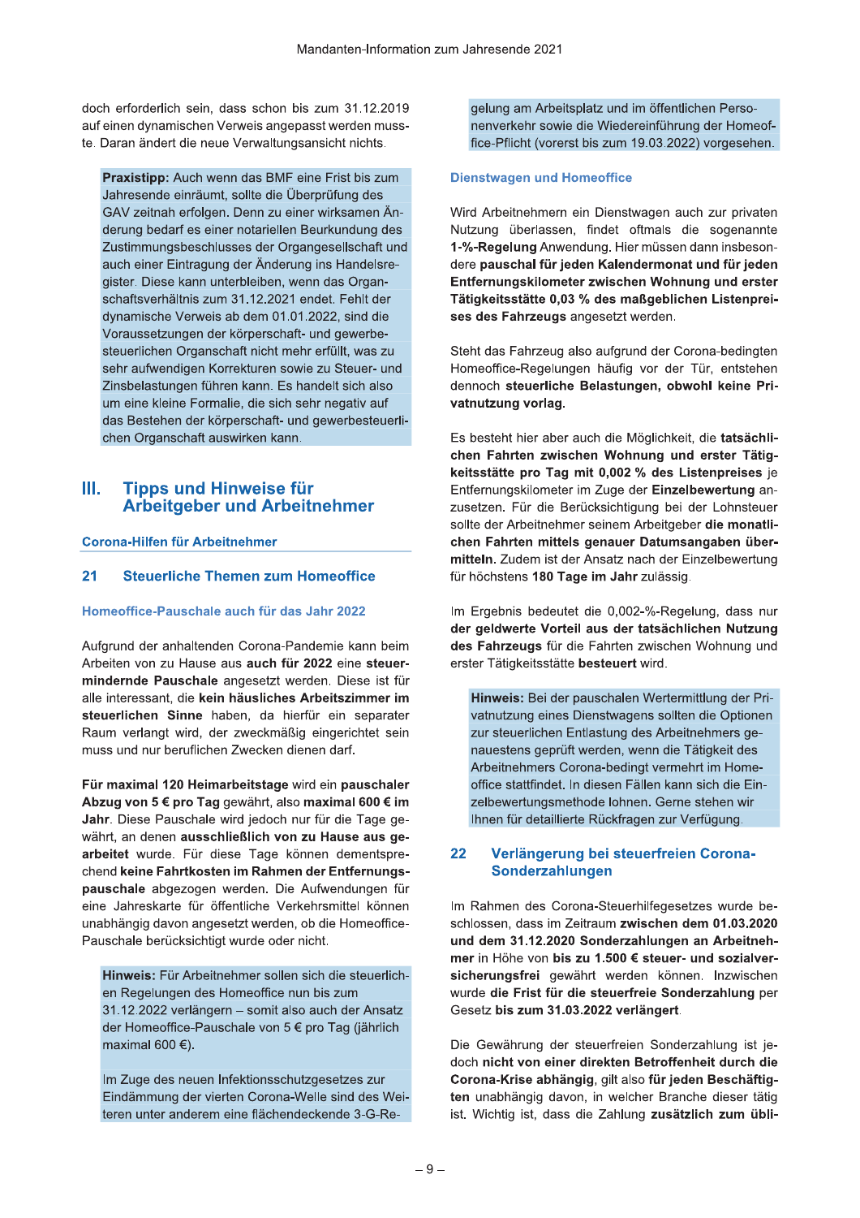doch erforderlich sein, dass schon bis zum 31.12.2019 auf einen dynamischen Verweis angepasst werden musste. Daran ändert die neue Verwaltungsansicht nichts.

**Praxistipp:** Auch wenn das BMF eine Frist bis zum Jahresende einräumt, sollte die Überprüfung des GAV zeitnah erfolgen. Denn zu einer wirksamen Änderung bedarf es einer notariellen Beurkundung des Zustimmungsbeschlusses der Organgesellschaft und auch einer Eintragung der Änderung ins Handelsregister. Diese kann unterbleiben, wenn das Organschaftsverhältnis zum 31.12.2021 endet. Fehlt der dynamische Verweis ab dem 01.01.2022, sind die Voraussetzungen der körperschaft- und gewerbesteuerlichen Organschaft nicht mehr erfüllt, was zu sehr aufwendigen Korrekturen sowie zu Steuer- und Zinsbelastungen führen kann. Es handelt sich also um eine kleine Formalie, die sich sehr negativ auf das Bestehen der körperschaft- und gewerbesteuerlichen Organschaft auswirken kann.

# III. Tipps und Hinweise für Arbeitgeber und Arbeitnehmer

### Corona-Hilfen für Arbeitnehmer

## 21 Steuerliche Themen zum Homeoffice

### Homeoffice-Pauschale auch für das Jahr 2022

Aufgrund der anhaltenden Corona-Pandemie kann beim Arbeiten von zu Hause aus **auch für 2022** eine **steuermindernde Pauschale** angesetzt werden. Diese ist für alle interessant, die **kein häusliches Arbeitszimmer im steuerlichen Sinne** haben, da hierfür ein separater Raum verlangt wird, der zweckmäßig eingerichtet sein muss und nur beruflichen Zwecken dienen darf.

**Für maximal 120 Heimarbeitstage** wird ein **pauschaler Abzug von 5 € pro Tag** gewährt, also **maximal 600 € im Jahr**. Diese Pauschale wird jedoch nur für die Tage gewährt, an denen **ausschließlich von zu Hause aus gearbeitet** wurde. Für diese Tage können dementsprechend **keine Fahrtkosten im Rahmen der Entfernungspauschale** abgezogen werden. Die Aufwendungen für eine Jahreskarte für öffentliche Verkehrsmittel können unabhängig davon angesetzt werden, ob die Homeoffice-Pauschale berücksichtigt wurde oder nicht.

**Hinweis:** Für Arbeitnehmer sollen sich die steuerlichen Regelungen des Homeoffice nun bis zum 31.12.2022 verlängern – somit also auch der Ansatz der Homeoffice-Pauschale von 5 € pro Tag (jährlich maximal 600 €).

Im Zuge des neuen Infektionsschutzgesetzes zur Eindämmung der vierten Corona-Welle sind des Weiteren unter anderem eine flächendeckende 3-G-Regelung am Arbeitsplatz und im öffentlichen Personenverkehr sowie die Wiedereinführung der Homeoffice-Pflicht (vorerst bis zum 19.03.2022) vorgesehen.

### Dienstwagen und Homeoffice

Wird Arbeitnehmern ein Dienstwagen auch zur privaten Nutzung überlassen, findet oftmals die sogenannte **1-%-Regelung** Anwendung. Hier müssen dann insbesondere **pauschal für jeden Kalendermonat und für jeden Entfernungskilometer zwischen Wohnung und erster Tätigkeitsstätte 0,03 % des maßgeblichen Listenpreises des Fahrzeugs** angesetzt werden.

Steht das Fahrzeug also aufgrund der Corona-bedingten Homeoffice-Regelungen häufig vor der Tür, entstehen dennoch **steuerliche Belastungen, obwohl keine Privatnutzung vorlag.**

Es besteht hier aber auch die Möglichkeit, die **tatsächlichen Fahrten zwischen Wohnung und erster Tätigkeitsstätte pro Tag mit 0,002 % des Listenpreises** je Entfernungskilometer im Zuge der **Einzelbewertung** anzusetzen. Für die Berücksichtigung bei der Lohnsteuer sollte der Arbeitnehmer seinem Arbeitgeber **die monatlichen Fahrten mittels genauer Datumsangaben übermitteln.** Zudem ist der Ansatz nach der Einzelbewertung für höchstens **180 Tage im Jahr** zulässig.

Im Ergebnis bedeutet die 0,002-%-Regelung, dass nur **der geldwerte Vorteil aus der tatsächlichen Nutzung des Fahrzeugs** für die Fahrten zwischen Wohnung und erster Tätigkeitsstätte **besteuert** wird.

**Hinweis:** Bei der pauschalen Wertermittlung der Privatnutzung eines Dienstwagens sollten die Optionen zur steuerlichen Entlastung des Arbeitnehmers genauestens geprüft werden, wenn die Tätigkeit des Arbeitnehmers Corona-bedingt vermehrt im Homeoffice stattfindet. In diesen Fällen kann sich die Einzelbewertungsmethode lohnen. Gerne stehen wir Ihnen für detaillierte Rückfragen zur Verfügung.

## 22 Verlängerung bei steuerfreien Corona-Sonderzahlungen

Im Rahmen des Corona-Steuerhilfegesetzes wurde beschlossen, dass im Zeitraum **zwischen dem 01.03.2020 und dem 31.12.2020 Sonderzahlungen an Arbeitnehmer** in Höhe von **bis zu 1.500 € steuer- und sozialversicherungsfrei** gewährt werden können. Inzwischen wurde **die Frist für die steuerfreie Sonderzahlung** per Gesetz **bis zum 31.03.2022 verlängert**.

Die Gewährung der steuerfreien Sonderzahlung ist jedoch **nicht von einer direkten Betroffenheit durch die Corona-Krise abhängig**, gilt also **für jeden Beschäftigten** unabhängig davon, in welcher Branche dieser tätig ist. Wichtig ist, dass die Zahlung **zusätzlich zum übli-**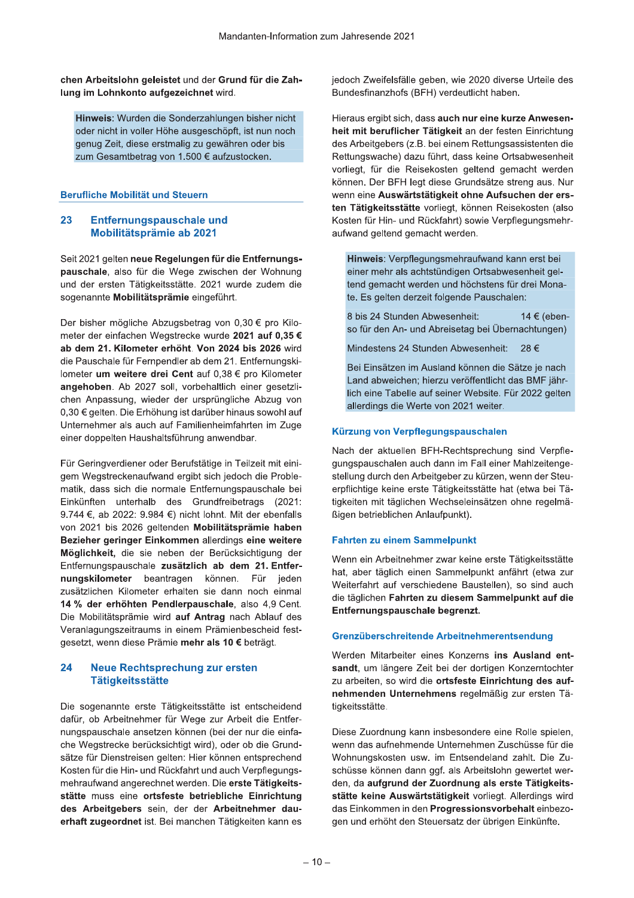chen Arbeitslohn geleistet** und der **Grund für die Zahlung im Lohnkonto aufgezeichnet** wird.

> **Hinweis**: Wurden die Sonderzahlungen bisher nicht oder nicht in voller Höhe ausgeschöpft, ist nun noch genug Zeit, diese erstmalig zu gewähren oder bis zum Gesamtbetrag von 1.500 € aufzustocken.

## Berufliche Mobilität und Steuern

### 23 Entfernungspauschale und Mobilitätsprämie ab 2021

Seit 2021 gelten **neue Regelungen für die Entfernungspauschale**, also für die Wege zwischen der Wohnung und der ersten Tätigkeitsstätte. 2021 wurde zudem die sogenannte **Mobilitätsprämie** eingeführt.

Der bisher mögliche Abzugsbetrag von 0,30 € pro Kilometer der einfachen Wegstrecke wurde **2021 auf 0,35 € ab dem 21. Kilometer erhöht**. **Von 2024 bis 2026** wird die Pauschale für Fernpendler ab dem 21. Entfernungskilometer **um weitere drei Cent** auf 0,38 € pro Kilometer **angehoben**. Ab 2027 soll, vorbehaltlich einer gesetzlichen Anpassung, wieder der ursprüngliche Abzug von 0,30 € gelten. Die Erhöhung ist darüber hinaus sowohl auf Unternehmer als auch auf Familienheimfahrten im Zuge einer doppelten Haushaltsführung anwendbar.

Für Geringverdiener oder Berufstätige in Teilzeit mit einigem Wegstreckenaufwand ergibt sich jedoch die Problematik, dass sich die normale Entfernungspauschale bei Einkünften unterhalb des Grundfreibetrags (2021: 9.744 €, ab 2022: 9.984 €) nicht lohnt. Mit der ebenfalls von 2021 bis 2026 geltenden **Mobilitätsprämie haben Bezieher geringer Einkommen** allerdings **eine weitere Möglichkeit,** die sie neben der Berücksichtigung der Entfernungspauschale **zusätzlich ab dem 21. Entfernungskilometer** beantragen können. Für jeden zusätzlichen Kilometer erhalten sie dann noch einmal **14 % der erhöhten Pendlerpauschale**, also 4,9 Cent. Die Mobilitätsprämie wird **auf Antrag** nach Ablauf des Veranlagungszeitraums in einem Prämienbescheid festgesetzt, wenn diese Prämie **mehr als 10 €** beträgt.

### 24 Neue Rechtsprechung zur ersten Tätigkeitsstätte

Die sogenannte erste Tätigkeitsstätte ist entscheidend dafür, ob Arbeitnehmer für Wege zur Arbeit die Entfernungspauschale ansetzen können (bei der nur die einfache Wegstrecke berücksichtigt wird), oder ob die Grundsätze für Dienstreisen gelten: Hier können entsprechend Kosten für die Hin- und Rückfahrt und auch Verpflegungsmehraufwand angerechnet werden. Die **erste Tätigkeitsstätte** muss eine **ortsfeste betriebliche Einrichtung des Arbeitgebers** sein, der der **Arbeitnehmer dauerhaft zugeordnet** ist. Bei manchen Tätigkeiten kann es jedoch Zweifelsfälle geben, wie 2020 diverse Urteile des Bundesfinanzhofs (BFH) verdeutlicht haben.

Hieraus ergibt sich, dass **auch nur eine kurze Anwesenheit mit beruflicher Tätigkeit** an der festen Einrichtung des Arbeitgebers (z.B. bei einem Rettungsassistenten die Rettungswache) dazu führt, dass keine Ortsabwesenheit vorliegt, für die Reisekosten geltend gemacht werden können. Der BFH legt diese Grundsätze streng aus. Nur wenn eine **Auswärtstätigkeit ohne Aufsuchen der ersten Tätigkeitsstätte** vorliegt, können Reisekosten (also Kosten für Hin- und Rückfahrt) sowie Verpflegungsmehraufwand geltend gemacht werden.

> **Hinweis**: Verpflegungsmehraufwand kann erst bei einer mehr als achtstündigen Ortsabwesenheit geltend gemacht werden und höchstens für drei Monate. Es gelten derzeit folgende Pauschalen:
>
> 8 bis 24 Stunden Abwesenheit: 14 € (ebenso für den An- und Abreisetag bei Übernachtungen)
>
> Mindestens 24 Stunden Abwesenheit: 28 €
>
> Bei Einsätzen im Ausland können die Sätze je nach Land abweichen; hierzu veröffentlicht das BMF jährlich eine Tabelle auf seiner Website. Für 2022 gelten allerdings die Werte von 2021 weiter.

#### Kürzung von Verpflegungspauschalen

Nach der aktuellen BFH-Rechtsprechung sind Verpflegungspauschalen auch dann im Fall einer Mahlzeitengestellung durch den Arbeitgeber zu kürzen, wenn der Steuerpflichtige keine erste Tätigkeitsstätte hat (etwa bei Tätigkeiten mit täglichen Wechseleinsätzen ohne regelmäßigen betrieblichen Anlaufpunkt).

#### Fahrten zu einem Sammelpunkt

Wenn ein Arbeitnehmer zwar keine erste Tätigkeitsstätte hat, aber täglich einen Sammelpunkt anfährt (etwa zur Weiterfahrt auf verschiedene Baustellen), so sind auch die täglichen **Fahrten zu diesem Sammelpunkt auf die Entfernungspauschale begrenzt.**

#### Grenzüberschreitende Arbeitnehmerentsendung

Werden Mitarbeiter eines Konzerns **ins Ausland entsandt**, um längere Zeit bei der dortigen Konzerntochter zu arbeiten, so wird die **ortsfeste Einrichtung des aufnehmenden Unternehmens** regelmäßig zur ersten Tätigkeitsstätte.

Diese Zuordnung kann insbesondere eine Rolle spielen, wenn das aufnehmende Unternehmen Zuschüsse für die Wohnungskosten usw. im Entsendeland zahlt. Die Zuschüsse können dann ggf. als Arbeitslohn gewertet werden, da **aufgrund der Zuordnung als erste Tätigkeitsstätte keine Auswärtstätigkeit** vorliegt. Allerdings wird das Einkommen in den **Progressionsvorbehalt** einbezogen und erhöht den Steuersatz der übrigen Einkünfte.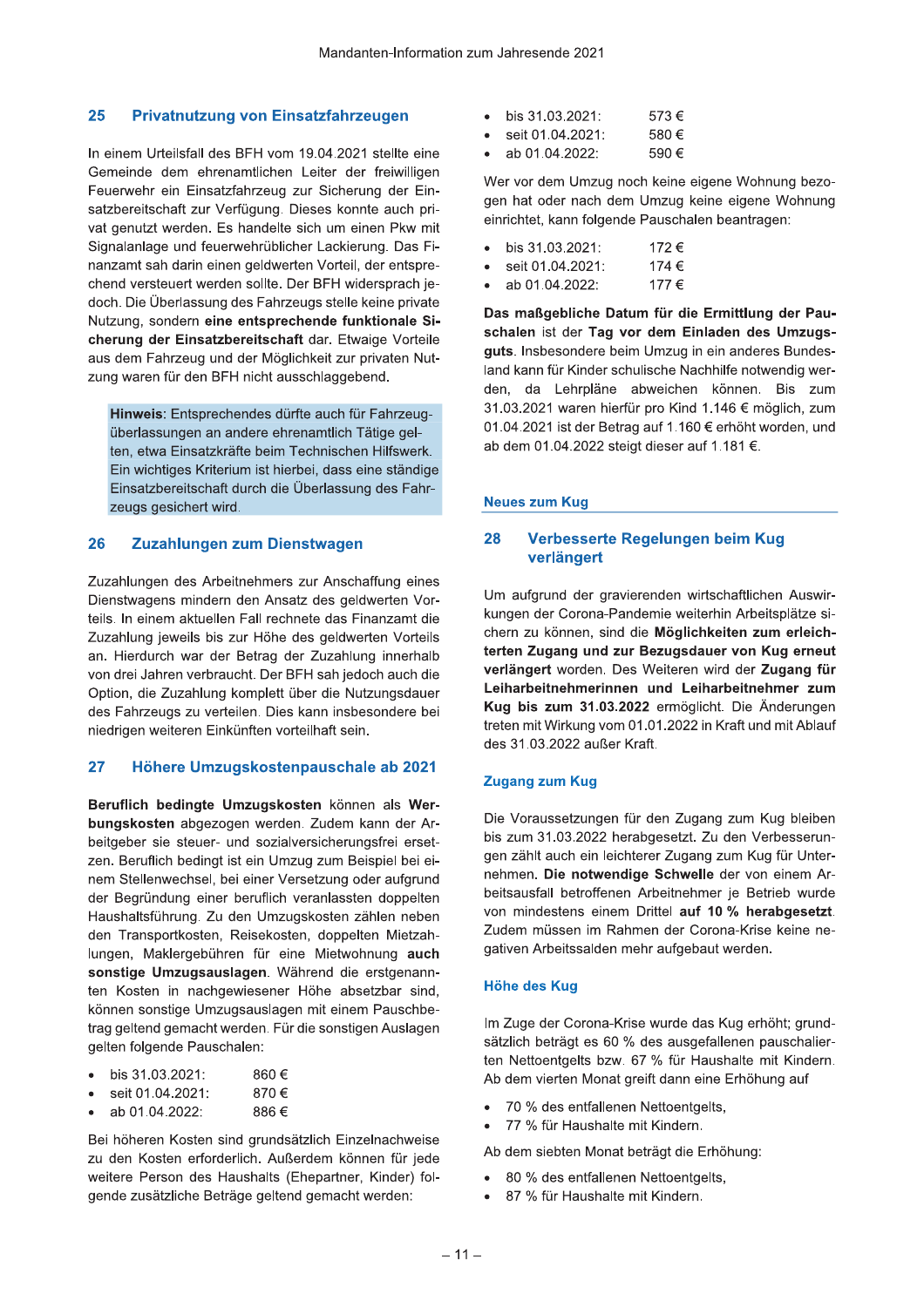## 25 Privatnutzung von Einsatzfahrzeugen

In einem Urteilsfall des BFH vom 19.04.2021 stellte eine Gemeinde dem ehrenamtlichen Leiter der freiwilligen Feuerwehr ein Einsatzfahrzeug zur Sicherung der Einsatzbereitschaft zur Verfügung. Dieses konnte auch privat genutzt werden. Es handelte sich um einen Pkw mit Signalanlage und feuerwehrüblicher Lackierung. Das Finanzamt sah darin einen geldwerten Vorteil, der entsprechend versteuert werden sollte. Der BFH widersprach jedoch. Die Überlassung des Fahrzeugs stelle keine private Nutzung, sondern **eine entsprechende funktionale Sicherung der Einsatzbereitschaft** dar. Etwaige Vorteile aus dem Fahrzeug und der Möglichkeit zur privaten Nutzung waren für den BFH nicht ausschlaggebend.

> **Hinweis**: Entsprechendes dürfte auch für Fahrzeugüberlassungen an andere ehrenamtlich Tätige gelten, etwa Einsatzkräfte beim Technischen Hilfswerk. Ein wichtiges Kriterium ist hierbei, dass eine ständige Einsatzbereitschaft durch die Überlassung des Fahrzeugs gesichert wird.

## 26 Zuzahlungen zum Dienstwagen

Zuzahlungen des Arbeitnehmers zur Anschaffung eines Dienstwagens mindern den Ansatz des geldwerten Vorteils. In einem aktuellen Fall rechnete das Finanzamt die Zuzahlung jeweils bis zur Höhe des geldwerten Vorteils an. Hierdurch war der Betrag der Zuzahlung innerhalb von drei Jahren verbraucht. Der BFH sah jedoch auch die Option, die Zuzahlung komplett über die Nutzungsdauer des Fahrzeugs zu verteilen. Dies kann insbesondere bei niedrigen weiteren Einkünften vorteilhaft sein.

## 27 Höhere Umzugskostenpauschale ab 2021

**Beruflich bedingte Umzugskosten** können als **Werbungskosten** abgezogen werden. Zudem kann der Arbeitgeber sie steuer- und sozialversicherungsfrei ersetzen. Beruflich bedingt ist ein Umzug zum Beispiel bei einem Stellenwechsel, bei einer Versetzung oder aufgrund der Begründung einer beruflich veranlassten doppelten Haushaltsführung. Zu den Umzugskosten zählen neben den Transportkosten, Reisekosten, doppelten Mietzahlungen, Maklergebühren für eine Mietwohnung **auch sonstige Umzugsauslagen**. Während die erstgenannten Kosten in nachgewiesener Höhe absetzbar sind, können sonstige Umzugsauslagen mit einem Pauschbetrag geltend gemacht werden. Für die sonstigen Auslagen gelten folgende Pauschalen:

- bis 31.03.2021: 860 €
- seit 01.04.2021: 870 €
- ab 01.04.2022: 886 €

Bei höheren Kosten sind grundsätzlich Einzelnachweise zu den Kosten erforderlich. Außerdem können für jede weitere Person des Haushalts (Ehepartner, Kinder) folgende zusätzliche Beträge geltend gemacht werden:

- bis 31.03.2021: 573 €
- seit 01.04.2021: 580 €
- ab 01.04.2022: 590 €

Wer vor dem Umzug noch keine eigene Wohnung bezogen hat oder nach dem Umzug keine eigene Wohnung einrichtet, kann folgende Pauschalen beantragen:

- bis 31.03.2021: 172 €
- seit 01.04.2021: 174 €
- ab 01.04.2022: 177 €

**Das maßgebliche Datum für die Ermittlung der Pauschalen** ist der **Tag vor dem Einladen des Umzugsguts**. Insbesondere beim Umzug in ein anderes Bundesland kann für Kinder schulische Nachhilfe notwendig werden, da Lehrpläne abweichen können. Bis zum 31.03.2021 waren hierfür pro Kind 1.146 € möglich, zum 01.04.2021 ist der Betrag auf 1.160 € erhöht worden, und ab dem 01.04.2022 steigt dieser auf 1.181 €.

### Neues zum Kug

## 28 Verbesserte Regelungen beim Kug verlängert

Um aufgrund der gravierenden wirtschaftlichen Auswirkungen der Corona-Pandemie weiterhin Arbeitsplätze sichern zu können, sind die **Möglichkeiten zum erleichterten Zugang und zur Bezugsdauer von Kug erneut verlängert** worden. Des Weiteren wird der **Zugang für Leiharbeitnehmerinnen und Leiharbeitnehmer zum Kug bis zum 31.03.2022** ermöglicht. Die Änderungen treten mit Wirkung vom 01.01.2022 in Kraft und mit Ablauf des 31.03.2022 außer Kraft.

### Zugang zum Kug

Die Voraussetzungen für den Zugang zum Kug bleiben bis zum 31.03.2022 herabgesetzt. Zu den Verbesserungen zählt auch ein leichterer Zugang zum Kug für Unternehmen. **Die notwendige Schwelle** der von einem Arbeitsausfall betroffenen Arbeitnehmer je Betrieb wurde von mindestens einem Drittel **auf 10 % herabgesetzt**. Zudem müssen im Rahmen der Corona-Krise keine negativen Arbeitssalden mehr aufgebaut werden.

### Höhe des Kug

Im Zuge der Corona-Krise wurde das Kug erhöht; grundsätzlich beträgt es 60 % des ausgefallenen pauschalierten Nettoentgelts bzw. 67 % für Haushalte mit Kindern. Ab dem vierten Monat greift dann eine Erhöhung auf

- 70 % des entfallenen Nettoentgelts,
- 77 % für Haushalte mit Kindern.

Ab dem siebten Monat beträgt die Erhöhung:

- 80 % des entfallenen Nettoentgelts,
- 87 % für Haushalte mit Kindern.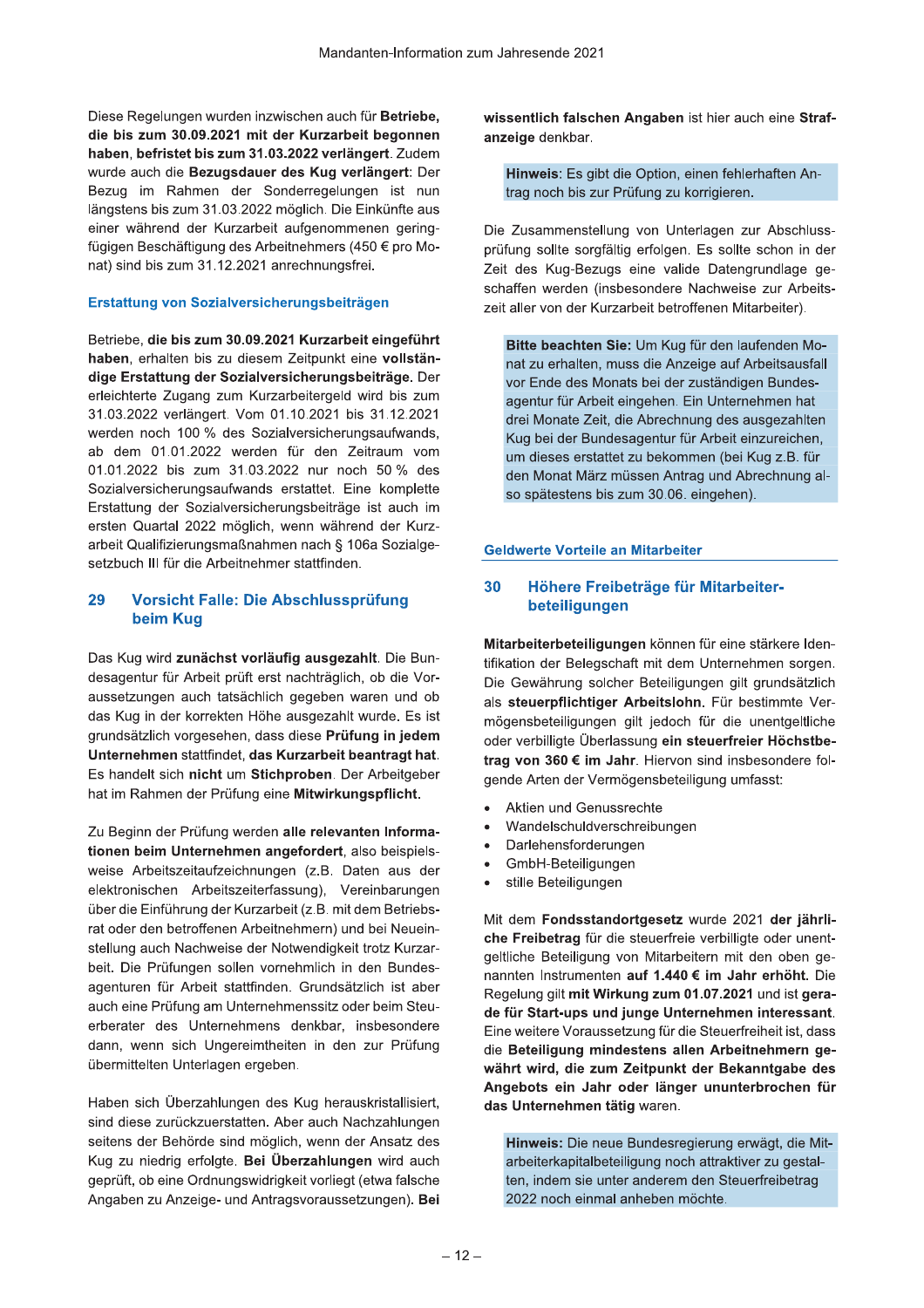Diese Regelungen wurden inzwischen auch für **Betriebe, die bis zum 30.09.2021 mit der Kurzarbeit begonnen haben, befristet bis zum 31.03.2022 verlängert.** Zudem wurde auch die **Bezugsdauer des Kug verlängert**: Der Bezug im Rahmen der Sonderregelungen ist nun längstens bis zum 31.03.2022 möglich. Die Einkünfte aus einer während der Kurzarbeit aufgenommenen geringfügigen Beschäftigung des Arbeitnehmers (450 € pro Monat) sind bis zum 31.12.2021 anrechnungsfrei.

### Erstattung von Sozialversicherungsbeiträgen

Betriebe, **die bis zum 30.09.2021 Kurzarbeit eingeführt haben**, erhalten bis zu diesem Zeitpunkt eine **vollständige Erstattung der Sozialversicherungsbeiträge.** Der erleichterte Zugang zum Kurzarbeitergeld wird bis zum 31.03.2022 verlängert. Vom 01.10.2021 bis 31.12.2021 werden noch 100 % des Sozialversicherungsaufwands, ab dem 01.01.2022 werden für den Zeitraum vom 01.01.2022 bis zum 31.03.2022 nur noch 50 % des Sozialversicherungsaufwands erstattet. Eine komplette Erstattung der Sozialversicherungsbeiträge ist auch im ersten Quartal 2022 möglich, wenn während der Kurzarbeit Qualifizierungsmaßnahmen nach § 106a Sozialgesetzbuch III für die Arbeitnehmer stattfinden.

## 29 Vorsicht Falle: Die Abschlussprüfung beim Kug

Das Kug wird **zunächst vorläufig ausgezahlt**. Die Bundesagentur für Arbeit prüft erst nachträglich, ob die Voraussetzungen auch tatsächlich gegeben waren und ob das Kug in der korrekten Höhe ausgezahlt wurde. Es ist grundsätzlich vorgesehen, dass diese **Prüfung in jedem Unternehmen** stattfindet, **das Kurzarbeit beantragt hat**. Es handelt sich **nicht** um **Stichproben**. Der Arbeitgeber hat im Rahmen der Prüfung eine **Mitwirkungspflicht.**

Zu Beginn der Prüfung werden **alle relevanten Informationen beim Unternehmen angefordert**, also beispielsweise Arbeitszeitaufzeichnungen (z.B. Daten aus der elektronischen Arbeitszeiterfassung), Vereinbarungen über die Einführung der Kurzarbeit (z.B. mit dem Betriebsrat oder den betroffenen Arbeitnehmern) und bei Neueinstellung auch Nachweise der Notwendigkeit trotz Kurzarbeit. Die Prüfungen sollen vornehmlich in den Bundesagenturen für Arbeit stattfinden. Grundsätzlich ist aber auch eine Prüfung am Unternehmenssitz oder beim Steuerberater des Unternehmens denkbar, insbesondere dann, wenn sich Ungereimtheiten in den zur Prüfung übermittelten Unterlagen ergeben.

Haben sich Überzahlungen des Kug herauskristallisiert, sind diese zurückzuerstatten. Aber auch Nachzahlungen seitens der Behörde sind möglich, wenn der Ansatz des Kug zu niedrig erfolgte. **Bei Überzahlungen** wird auch geprüft, ob eine Ordnungswidrigkeit vorliegt (etwa falsche Angaben zu Anzeige- und Antragsvoraussetzungen). **Bei wissentlich falschen Angaben** ist hier auch eine **Strafanzeige** denkbar.

> **Hinweis:** Es gibt die Option, einen fehlerhaften Antrag noch bis zur Prüfung zu korrigieren.

Die Zusammenstellung von Unterlagen zur Abschlussprüfung sollte sorgfältig erfolgen. Es sollte schon in der Zeit des Kug-Bezugs eine valide Datengrundlage geschaffen werden (insbesondere Nachweise zur Arbeitszeit aller von der Kurzarbeit betroffenen Mitarbeiter).

> **Bitte beachten Sie:** Um Kug für den laufenden Monat zu erhalten, muss die Anzeige auf Arbeitsausfall vor Ende des Monats bei der zuständigen Bundesagentur für Arbeit eingehen. Ein Unternehmen hat drei Monate Zeit, die Abrechnung des ausgezahlten Kug bei der Bundesagentur für Arbeit einzureichen, um dieses erstattet zu bekommen (bei Kug z.B. für den Monat März müssen Antrag und Abrechnung also spätestens bis zum 30.06. eingehen).

### Geldwerte Vorteile an Mitarbeiter

## 30 Höhere Freibeträge für Mitarbeiterbeteiligungen

**Mitarbeiterbeteiligungen** können für eine stärkere Identifikation der Belegschaft mit dem Unternehmen sorgen. Die Gewährung solcher Beteiligungen gilt grundsätzlich als **steuerpflichtiger Arbeitslohn.** Für bestimmte Vermögensbeteiligungen gilt jedoch für die unentgeltliche oder verbilligte Überlassung **ein steuerfreier Höchstbetrag von 360 € im Jahr**. Hiervon sind insbesondere folgende Arten der Vermögensbeteiligung umfasst:

- Aktien und Genussrechte
- Wandelschuldverschreibungen
- Darlehensforderungen
- GmbH-Beteiligungen
- stille Beteiligungen

Mit dem **Fondsstandortgesetz** wurde 2021 **der jährliche Freibetrag** für die steuerfreie verbilligte oder unentgeltliche Beteiligung von Mitarbeitern mit den oben genannten Instrumenten **auf 1.440 € im Jahr erhöht.** Die Regelung gilt **mit Wirkung zum 01.07.2021** und ist **gerade für Start-ups und junge Unternehmen interessant**. Eine weitere Voraussetzung für die Steuerfreiheit ist, dass die **Beteiligung mindestens allen Arbeitnehmern gewährt wird, die zum Zeitpunkt der Bekanntgabe des Angebots ein Jahr oder länger ununterbrochen für das Unternehmen tätig** waren.

> **Hinweis:** Die neue Bundesregierung erwägt, die Mitarbeiterkapitalbeteiligung noch attraktiver zu gestalten, indem sie unter anderem den Steuerfreibetrag 2022 noch einmal anheben möchte.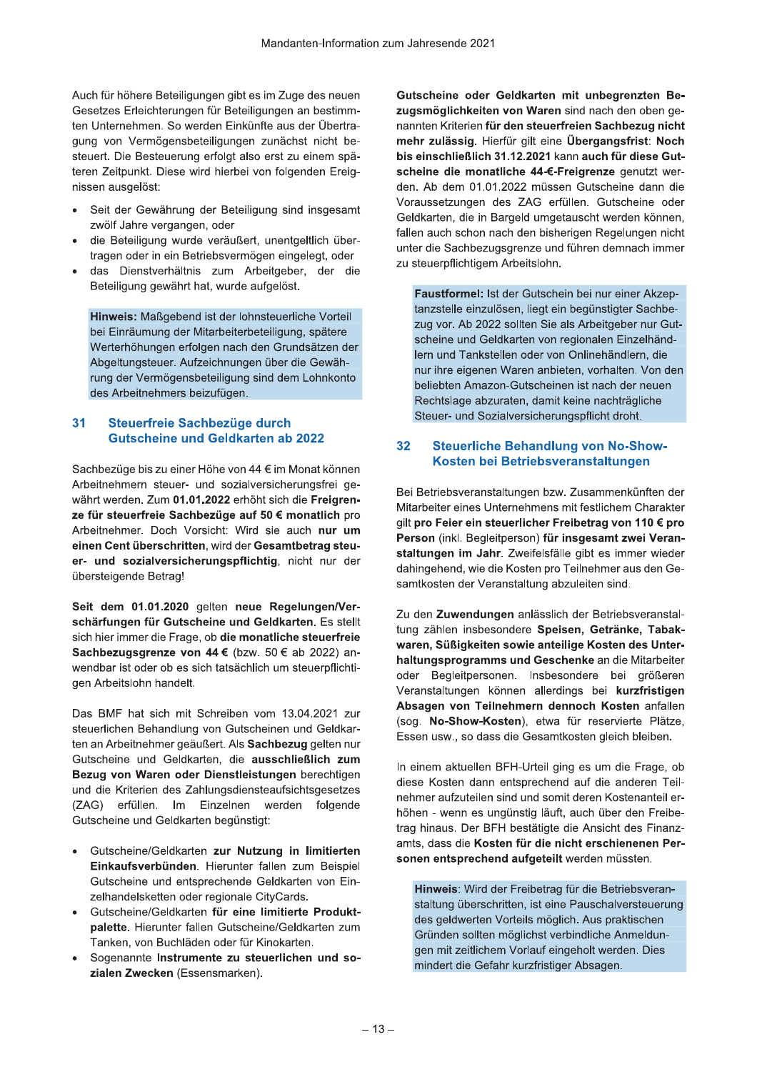Auch für höhere Beteiligungen gibt es im Zuge des neuen Gesetzes Erleichterungen für Beteiligungen an bestimmten Unternehmen. So werden Einkünfte aus der Übertragung von Vermögensbeteiligungen zunächst nicht besteuert. Die Besteuerung erfolgt also erst zu einem späteren Zeitpunkt. Diese wird hierbei von folgenden Ereignissen ausgelöst:

- Seit der Gewährung der Beteiligung sind insgesamt zwölf Jahre vergangen, oder
- die Beteiligung wurde veräußert, unentgeltlich übertragen oder in ein Betriebsvermögen eingelegt, oder
- das Dienstverhältnis zum Arbeitgeber, der die Beteiligung gewährt hat, wurde aufgelöst.

> **Hinweis:** Maßgebend ist der lohnsteuerliche Vorteil bei Einräumung der Mitarbeiterbeteiligung, spätere Werterhöhungen erfolgen nach den Grundsätzen der Abgeltungsteuer. Aufzeichnungen über die Gewährung der Vermögensbeteiligung sind dem Lohnkonto des Arbeitnehmers beizufügen.

## 31 Steuerfreie Sachbezüge durch Gutscheine und Geldkarten ab 2022

Sachbezüge bis zu einer Höhe von 44 € im Monat können Arbeitnehmern steuer- und sozialversicherungsfrei gewährt werden. Zum **01.01.2022** erhöht sich die **Freigrenze für steuerfreie Sachbezüge auf 50 € monatlich** pro Arbeitnehmer. Doch Vorsicht: Wird sie auch **nur um einen Cent überschritten**, wird der **Gesamtbetrag steuer- und sozialversicherungspflichtig**, nicht nur der übersteigende Betrag!

**Seit dem 01.01.2020** gelten **neue Regelungen/Verschärfungen für Gutscheine und Geldkarten.** Es stellt sich hier immer die Frage, ob **die monatliche steuerfreie Sachbezugsgrenze von 44 €** (bzw. 50 € ab 2022) anwendbar ist oder ob es sich tatsächlich um steuerpflichtigen Arbeitslohn handelt.

Das BMF hat sich mit Schreiben vom 13.04.2021 zur steuerlichen Behandlung von Gutscheinen und Geldkarten an Arbeitnehmer geäußert. Als **Sachbezug** gelten nur Gutscheine und Geldkarten, die **ausschließlich zum Bezug von Waren oder Dienstleistungen** berechtigen und die Kriterien des Zahlungsdiensteaufsichtsgesetzes (ZAG) erfüllen. Im Einzelnen werden folgende Gutscheine und Geldkarten begünstigt:

- Gutscheine/Geldkarten **zur Nutzung in limitierten Einkaufsverbünden**. Hierunter fallen zum Beispiel Gutscheine und entsprechende Geldkarten von Einzelhandelsketten oder regionale CityCards.
- Gutscheine/Geldkarten **für eine limitierte Produktpalette.** Hierunter fallen Gutscheine/Geldkarten zum Tanken, von Buchläden oder für Kinokarten.
- Sogenannte **Instrumente zu steuerlichen und sozialen Zwecken** (Essensmarken).

**Gutscheine oder Geldkarten mit unbegrenzten Bezugsmöglichkeiten von Waren** sind nach den oben genannten Kriterien **für den steuerfreien Sachbezug nicht mehr zulässig.** Hierfür gilt eine **Übergangsfrist**: **Noch bis einschließlich 31.12.2021** kann **auch für diese Gutscheine die monatliche 44-€-Freigrenze** genutzt werden. Ab dem 01.01.2022 müssen Gutscheine dann die Voraussetzungen des ZAG erfüllen. Gutscheine oder Geldkarten, die in Bargeld umgetauscht werden können, fallen auch schon nach den bisherigen Regelungen nicht unter die Sachbezugsgrenze und führen demnach immer zu steuerpflichtigem Arbeitslohn.

> **Faustformel:** Ist der Gutschein bei nur einer Akzeptanzstelle einzulösen, liegt ein begünstigter Sachbezug vor. Ab 2022 sollten Sie als Arbeitgeber nur Gutscheine und Geldkarten von regionalen Einzelhändlern und Tankstellen oder von Onlinehändlern, die nur ihre eigenen Waren anbieten, vorhalten. Von den beliebten Amazon-Gutscheinen ist nach der neuen Rechtslage abzuraten, damit keine nachträgliche Steuer- und Sozialversicherungspflicht droht.

## 32 Steuerliche Behandlung von No-Show-Kosten bei Betriebsveranstaltungen

Bei Betriebsveranstaltungen bzw. Zusammenkünften der Mitarbeiter eines Unternehmens mit festlichem Charakter gilt **pro Feier ein steuerlicher Freibetrag von 110 € pro Person** (inkl. Begleitperson) **für insgesamt zwei Veranstaltungen im Jahr**. Zweifelsfälle gibt es immer wieder dahingehend, wie die Kosten pro Teilnehmer aus den Gesamtkosten der Veranstaltung abzuleiten sind.

Zu den **Zuwendungen** anlässlich der Betriebsveranstaltung zählen insbesondere **Speisen, Getränke, Tabakwaren, Süßigkeiten sowie anteilige Kosten des Unterhaltungsprogramms und Geschenke** an die Mitarbeiter oder Begleitpersonen. Insbesondere bei größeren Veranstaltungen können allerdings bei **kurzfristigen Absagen von Teilnehmern dennoch Kosten** anfallen (sog. **No-Show-Kosten**), etwa für reservierte Plätze, Essen usw., so dass die Gesamtkosten gleich bleiben.

In einem aktuellen BFH-Urteil ging es um die Frage, ob diese Kosten dann entsprechend auf die anderen Teilnehmer aufzuteilen sind und somit deren Kostenanteil erhöhen - wenn es ungünstig läuft, auch über den Freibetrag hinaus. Der BFH bestätigte die Ansicht des Finanzamts, dass die **Kosten für die nicht erschienenen Personen entsprechend aufgeteilt** werden müssten.

> **Hinweis**: Wird der Freibetrag für die Betriebsveranstaltung überschritten, ist eine Pauschalversteuerung des geldwerten Vorteils möglich. Aus praktischen Gründen sollten möglichst verbindliche Anmeldungen mit zeitlichem Vorlauf eingeholt werden. Dies mindert die Gefahr kurzfristiger Absagen.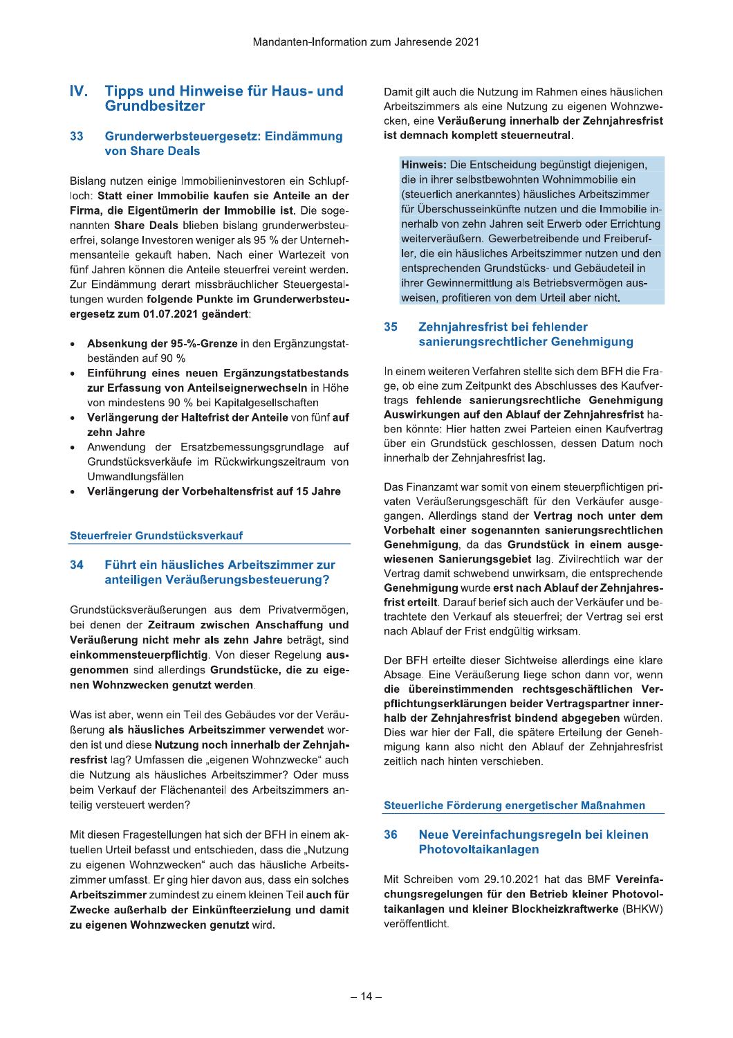## IV. Tipps und Hinweise für Haus- und Grundbesitzer

### 33 Grunderwerbsteuergesetz: Eindämmung von Share Deals

Bislang nutzen einige Immobilieninvestoren ein Schlupfloch: **Statt einer Immobilie kaufen sie Anteile an der Firma, die Eigentümerin der Immobilie ist.** Die sogenannten **Share Deals** blieben bislang grunderwerbsteuerfrei, solange Investoren weniger als 95 % der Unternehmensanteile gekauft haben. Nach einer Wartezeit von fünf Jahren können die Anteile steuerfrei vereint werden. Zur Eindämmung derart missbräuchlicher Steuergestaltungen wurden **folgende Punkte im Grunderwerbsteuergesetz zum 01.07.2021** geändert:

- **Absenkung der 95-%-Grenze** in den Ergänzungstatbeständen auf 90 %
- **Einführung eines neuen Ergänzungstatbestands zur Erfassung von Anteilseignerwechseln** in Höhe von mindestens 90 % bei Kapitalgesellschaften
- **Verlängerung der Haltefrist der Anteile** von fünf **auf zehn Jahre**
- Anwendung der Ersatzbemessungsgrundlage auf Grundstücksverkäufe im Rückwirkungszeitraum von Umwandlungsfällen
- **Verlängerung der Vorbehaltensfrist auf 15 Jahre**

#### Steuerfreier Grundstücksverkauf

### 34 Führt ein häusliches Arbeitszimmer zur anteiligen Veräußerungsbesteuerung?

Grundstücksveräußerungen aus dem Privatvermögen, bei denen der **Zeitraum zwischen Anschaffung und Veräußerung nicht mehr als zehn Jahre** beträgt, sind **einkommensteuerpflichtig**. Von dieser Regelung **ausgenommen** sind allerdings **Grundstücke, die zu eigenen Wohnzwecken genutzt werden**.

Was ist aber, wenn ein Teil des Gebäudes vor der Veräußerung **als häusliches Arbeitszimmer verwendet** worden ist und diese **Nutzung noch innerhalb der Zehnjahresfrist** lag? Umfassen die „eigenen Wohnzwecke" auch die Nutzung als häusliches Arbeitszimmer? Oder muss beim Verkauf der Flächenanteil des Arbeitszimmers anteilig versteuert werden?

Mit diesen Fragestellungen hat sich der BFH in einem aktuellen Urteil befasst und entschieden, dass die „Nutzung zu eigenen Wohnzwecken" auch das häusliche Arbeitszimmer umfasst. Er ging hier davon aus, dass ein solches **Arbeitszimmer** zumindest zu einem kleinen Teil **auch für Zwecke außerhalb der Einkünfteerzielung und damit zu eigenen Wohnzwecken genutzt** wird.

Damit gilt auch die Nutzung im Rahmen eines häuslichen Arbeitszimmers als eine Nutzung zu eigenen Wohnzwecken, eine **Veräußerung innerhalb der Zehnjahresfrist ist demnach komplett steuerneutral**.

**Hinweis:** Die Entscheidung begünstigt diejenigen, die in ihrer selbstbewohnten Wohnimmobilie ein (steuerlich anerkanntes) häusliches Arbeitszimmer für Überschusseinkünfte nutzen und die Immobilie innerhalb von zehn Jahren seit Erwerb oder Errichtung weiterveräußern. Gewerbetreibende und Freiberufler, die ein häusliches Arbeitszimmer nutzen und den entsprechenden Grundstücks- und Gebäudeteil in ihrer Gewinnermittlung als Betriebsvermögen ausweisen, profitieren von dem Urteil aber nicht.

### 35 Zehnjahresfrist bei fehlender sanierungsrechtlicher Genehmigung

In einem weiteren Verfahren stellte sich dem BFH die Frage, ob eine zum Zeitpunkt des Abschlusses des Kaufvertrags **fehlende sanierungsrechtliche Genehmigung Auswirkungen auf den Ablauf der Zehnjahresfrist** haben könnte: Hier hatten zwei Parteien einen Kaufvertrag über ein Grundstück geschlossen, dessen Datum noch innerhalb der Zehnjahresfrist lag.

Das Finanzamt war somit von einem steuerpflichtigen privaten Veräußerungsgeschäft für den Verkäufer ausgegangen. Allerdings stand der **Vertrag noch unter dem Vorbehalt einer sogenannten sanierungsrechtlichen Genehmigung**, da das **Grundstück in einem ausgewiesenen Sanierungsgebiet** lag. Zivilrechtlich war der Vertrag damit schwebend unwirksam, die entsprechende **Genehmigung** wurde **erst nach Ablauf der Zehnjahresfrist erteilt**. Darauf berief sich auch der Verkäufer und betrachtete den Verkauf als steuerfrei; der Vertrag sei erst nach Ablauf der Frist endgültig wirksam.

Der BFH erteilte dieser Sichtweise allerdings eine klare Absage. Eine Veräußerung liege schon dann vor, wenn **die übereinstimmenden rechtsgeschäftlichen Verpflichtungserklärungen beider Vertragspartner innerhalb der Zehnjahresfrist bindend abgegeben** würden. Dies war hier der Fall, die spätere Erteilung der Genehmigung kann also nicht den Ablauf der Zehnjahresfrist zeitlich nach hinten verschieben.

#### Steuerliche Förderung energetischer Maßnahmen

### 36 Neue Vereinfachungsregeln bei kleinen Photovoltaikanlagen

Mit Schreiben vom 29.10.2021 hat das BMF **Vereinfachungsregelungen für den Betrieb kleiner Photovoltaikanlagen und kleiner Blockheizkraftwerke** (BHKW) veröffentlicht.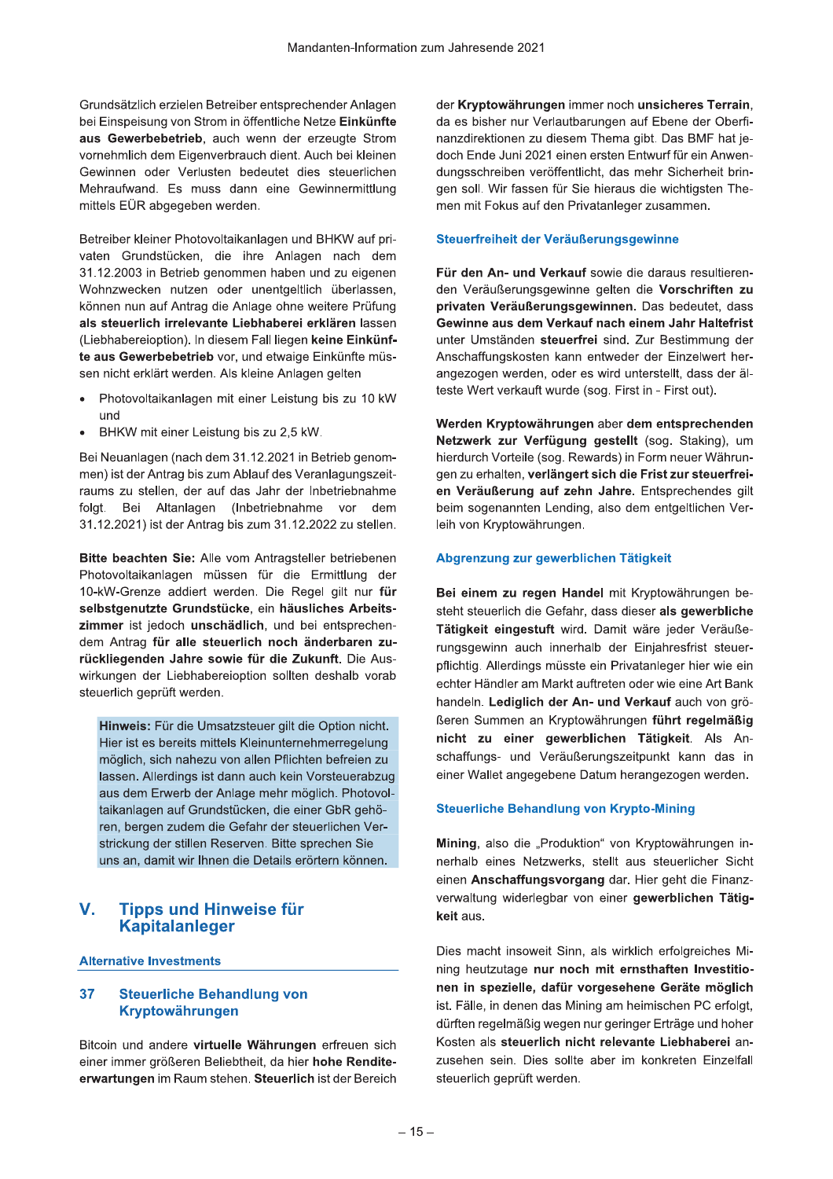Grundsätzlich erzielen Betreiber entsprechender Anlagen bei Einspeisung von Strom in öffentliche Netze **Einkünfte aus Gewerbebetrieb**, auch wenn der erzeugte Strom vornehmlich dem Eigenverbrauch dient. Auch bei kleinen Gewinnen oder Verlusten bedeutet dies steuerlichen Mehraufwand. Es muss dann eine Gewinnermittlung mittels EÜR abgegeben werden.

Betreiber kleiner Photovoltaikanlagen und BHKW auf privaten Grundstücken, die ihre Anlagen nach dem 31.12.2003 in Betrieb genommen haben und zu eigenen Wohnzwecken nutzen oder unentgeltlich überlassen, können nun auf Antrag die Anlage ohne weitere Prüfung **als steuerlich irrelevante Liebhaberei erklären** lassen (Liebhabereioption). In diesem Fall liegen **keine Einkünfte aus Gewerbebetrieb** vor, und etwaige Einkünfte müssen nicht erklärt werden. Als kleine Anlagen gelten

- Photovoltaikanlagen mit einer Leistung bis zu 10 kW und
- BHKW mit einer Leistung bis zu 2,5 kW.

Bei Neuanlagen (nach dem 31.12.2021 in Betrieb genommen) ist der Antrag bis zum Ablauf des Veranlagungszeitraums zu stellen, der auf das Jahr der Inbetriebnahme folgt. Bei Altanlagen (Inbetriebnahme vor dem 31.12.2021) ist der Antrag bis zum 31.12.2022 zu stellen.

**Bitte beachten Sie:** Alle vom Antragsteller betriebenen Photovoltaikanlagen müssen für die Ermittlung der 10-kW-Grenze addiert werden. Die Regel gilt nur **für selbstgenutzte Grundstücke**, ein **häusliches Arbeitszimmer** ist jedoch **unschädlich**, und bei entsprechendem Antrag **für alle steuerlich noch änderbaren zurückliegenden Jahre sowie für die Zukunft**. Die Auswirkungen der Liebhabereioption sollten deshalb vorab steuerlich geprüft werden.

> **Hinweis:** Für die Umsatzsteuer gilt die Option nicht. Hier ist es bereits mittels Kleinunternehmerregelung möglich, sich nahezu von allen Pflichten befreien zu lassen. Allerdings ist dann auch kein Vorsteuerabzug aus dem Erwerb der Anlage mehr möglich. Photovoltaikanlagen auf Grundstücken, die einer GbR gehören, bergen zudem die Gefahr der steuerlichen Verstrickung der stillen Reserven. Bitte sprechen Sie uns an, damit wir Ihnen die Details erörtern können.

# V. Tipps und Hinweise für Kapitalanleger

### Alternative Investments

## 37 Steuerliche Behandlung von Kryptowährungen

Bitcoin und andere **virtuelle Währungen** erfreuen sich einer immer größeren Beliebtheit, da hier **hohe Renditeerwartungen** im Raum stehen. **Steuerlich** ist der Bereich der **Kryptowährungen** immer noch **unsicheres Terrain**, da es bisher nur Verlautbarungen auf Ebene der Oberfinanzdirektionen zu diesem Thema gibt. Das BMF hat jedoch Ende Juni 2021 einen ersten Entwurf für ein Anwendungsschreiben veröffentlicht, das mehr Sicherheit bringen soll. Wir fassen für Sie hieraus die wichtigsten Themen mit Fokus auf den Privatanleger zusammen.

### Steuerfreiheit der Veräußerungsgewinne

**Für den An- und Verkauf** sowie die daraus resultierenden Veräußerungsgewinne gelten die **Vorschriften zu privaten Veräußerungsgewinnen.** Das bedeutet, dass **Gewinne aus dem Verkauf nach einem Jahr Haltefrist** unter Umständen **steuerfrei** sind. Zur Bestimmung der Anschaffungskosten kann entweder der Einzelwert herangezogen werden, oder es wird unterstellt, dass der älteste Wert verkauft wurde (sog. First in - First out).

**Werden Kryptowährungen** aber **dem entsprechenden Netzwerk zur Verfügung gestellt** (sog. Staking), um hierdurch Vorteile (sog. Rewards) in Form neuer Währungen zu erhalten, **verlängert sich die Frist zur steuerfreien Veräußerung auf zehn Jahre.** Entsprechendes gilt beim sogenannten Lending, also dem entgeltlichen Verleih von Kryptowährungen.

### Abgrenzung zur gewerblichen Tätigkeit

**Bei einem zu regen Handel** mit Kryptowährungen besteht steuerlich die Gefahr, dass dieser **als gewerbliche Tätigkeit eingestuft** wird. Damit wäre jeder Veräußerungsgewinn auch innerhalb der Einjahresfrist steuerpflichtig. Allerdings müsste ein Privatanleger hier wie ein echter Händler am Markt auftreten oder wie eine Art Bank handeln. **Lediglich der An- und Verkauf** auch von größeren Summen an Kryptowährungen **führt regelmäßig nicht zu einer gewerblichen Tätigkeit.** Als Anschaffungs- und Veräußerungszeitpunkt kann das in einer Wallet angegebene Datum herangezogen werden.

### Steuerliche Behandlung von Krypto-Mining

**Mining**, also die „Produktion“ von Kryptowährungen innerhalb eines Netzwerks, stellt aus steuerlicher Sicht einen **Anschaffungsvorgang** dar. Hier geht die Finanzverwaltung widerlegbar von einer **gewerblichen Tätigkeit** aus.

Dies macht insoweit Sinn, als wirklich erfolgreiches Mining heutzutage **nur noch mit ernsthaften Investitionen in spezielle, dafür vorgesehene Geräte möglich** ist. Fälle, in denen das Mining am heimischen PC erfolgt, dürften regelmäßig wegen nur geringer Erträge und hoher Kosten als **steuerlich nicht relevante Liebhaberei** anzusehen sein. Dies sollte aber im konkreten Einzelfall steuerlich geprüft werden.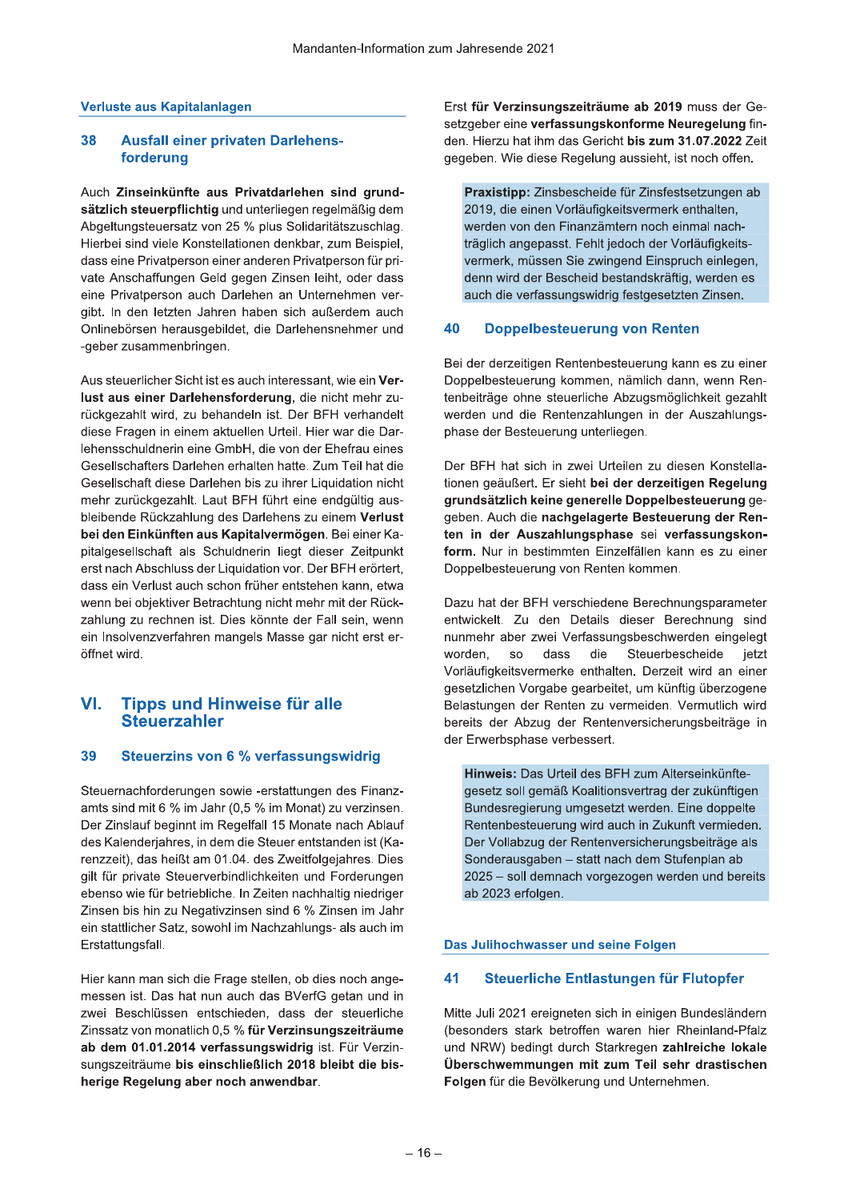### Verluste aus Kapitalanlagen

#### 38 Ausfall einer privaten Darlehensforderung

Auch **Zinseinkünfte aus Privatdarlehen sind grundsätzlich steuerpflichtig** und unterliegen regelmäßig dem Abgeltungsteuersatz von 25 % plus Solidaritätszuschlag. Hierbei sind viele Konstellationen denkbar, zum Beispiel, dass eine Privatperson einer anderen Privatperson für private Anschaffungen Geld gegen Zinsen leiht, oder dass eine Privatperson auch Darlehen an Unternehmen vergibt. In den letzten Jahren haben sich außerdem auch Onlinebörsen herausgebildet, die Darlehensnehmer und -geber zusammenbringen.

Aus steuerlicher Sicht ist es auch interessant, wie ein **Verlust aus einer Darlehensforderung,** die nicht mehr zurückgezahlt wird, zu behandeln ist. Der BFH verhandelt diese Fragen in einem aktuellen Urteil. Hier war die Darlehensschuldnerin eine GmbH, die von der Ehefrau eines Gesellschafters Darlehen erhalten hatte. Zum Teil hat die Gesellschaft diese Darlehen bis zu ihrer Liquidation nicht mehr zurückgezahlt. Laut BFH führt eine endgültig ausbleibende Rückzahlung des Darlehens zu einem **Verlust bei den Einkünften aus Kapitalvermögen**. Bei einer Kapitalgesellschaft als Schuldnerin liegt dieser Zeitpunkt erst nach Abschluss der Liquidation vor. Der BFH erörtert, dass ein Verlust auch schon früher entstehen kann, etwa wenn bei objektiver Betrachtung nicht mehr mit der Rückzahlung zu rechnen ist. Dies könnte der Fall sein, wenn ein Insolvenzverfahren mangels Masse gar nicht erst eröffnet wird.

## VI. Tipps und Hinweise für alle Steuerzahler

#### 39 Steuerzins von 6 % verfassungswidrig

Steuernachforderungen sowie -erstattungen des Finanzamts sind mit 6 % im Jahr (0,5 % im Monat) zu verzinsen. Der Zinslauf beginnt im Regelfall 15 Monate nach Ablauf des Kalenderjahres, in dem die Steuer entstanden ist (Karenzzeit), das heißt am 01.04. des Zweitfolgejahres. Dies gilt für private Steuerverbindlichkeiten und Forderungen ebenso wie für betriebliche. In Zeiten nachhaltig niedriger Zinsen bis hin zu Negativzinsen sind 6 % Zinsen im Jahr ein stattlicher Satz, sowohl im Nachzahlungs- als auch im Erstattungsfall.

Hier kann man sich die Frage stellen, ob dies noch angemessen ist. Das hat nun auch das BVerfG getan und in zwei Beschlüssen entschieden, dass der steuerliche Zinssatz von monatlich 0,5 % **für Verzinsungszeiträume ab dem 01.01.2014 verfassungswidrig** ist. Für Verzinsungszeiträume **bis einschließlich 2018 bleibt die bisherige Regelung aber noch anwendbar**.

Erst **für Verzinsungszeiträume ab 2019** muss der Gesetzgeber eine **verfassungskonforme Neuregelung** finden. Hierzu hat ihm das Gericht **bis zum 31.07.2022** Zeit gegeben. Wie diese Regelung aussieht, ist noch offen.

> **Praxistipp:** Zinsbescheide für Zinsfestsetzungen ab 2019, die einen Vorläufigkeitsvermerk enthalten, werden von den Finanzämtern noch einmal nachträglich angepasst. Fehlt jedoch der Vorläufigkeitsvermerk, müssen Sie zwingend Einspruch einlegen, denn wird der Bescheid bestandskräftig, werden es auch die verfassungswidrig festgesetzten Zinsen.

#### 40 Doppelbesteuerung von Renten

Bei der derzeitigen Rentenbesteuerung kann es zu einer Doppelbesteuerung kommen, nämlich dann, wenn Rentenbeiträge ohne steuerliche Abzugsmöglichkeit gezahlt werden und die Rentenzahlungen in der Auszahlungsphase der Besteuerung unterliegen.

Der BFH hat sich in zwei Urteilen zu diesen Konstellationen geäußert. Er sieht **bei der derzeitigen Regelung grundsätzlich keine generelle Doppelbesteuerung** gegeben. Auch die **nachgelagerte Besteuerung der Renten in der Auszahlungsphase** sei **verfassungskonform.** Nur in bestimmten Einzelfällen kann es zu einer Doppelbesteuerung von Renten kommen.

Dazu hat der BFH verschiedene Berechnungsparameter entwickelt. Zu den Details dieser Berechnung sind nunmehr aber zwei Verfassungsbeschwerden eingelegt worden, so dass die Steuerbescheide jetzt Vorläufigkeitsvermerke enthalten. Derzeit wird an einer gesetzlichen Vorgabe gearbeitet, um künftig überzogene Belastungen der Renten zu vermeiden. Vermutlich wird bereits der Abzug der Rentenversicherungsbeiträge in der Erwerbsphase verbessert.

> **Hinweis:** Das Urteil des BFH zum Alterseinkünftegesetz soll gemäß Koalitionsvertrag der zukünftigen Bundesregierung umgesetzt werden. Eine doppelte Rentenbesteuerung wird auch in Zukunft vermieden. Der Vollabzug der Rentenversicherungsbeiträge als Sonderausgaben – statt nach dem Stufenplan ab 2025 – soll demnach vorgezogen werden und bereits ab 2023 erfolgen.

### Das Julihochwasser und seine Folgen

#### 41 Steuerliche Entlastungen für Flutopfer

Mitte Juli 2021 ereigneten sich in einigen Bundesländern (besonders stark betroffen waren hier Rheinland-Pfalz und NRW) bedingt durch Starkregen **zahlreiche lokale Überschwemmungen mit zum Teil sehr drastischen Folgen** für die Bevölkerung und Unternehmen.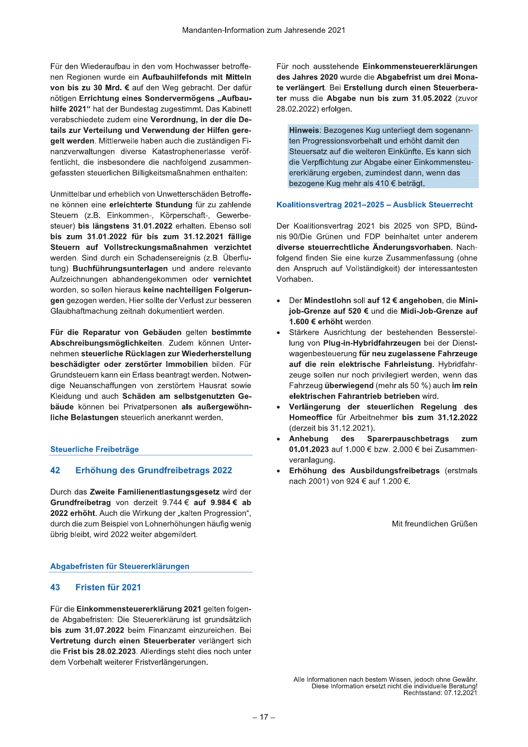Für den Wiederaufbau in den vom Hochwasser betroffenen Regionen wurde ein **Aufbauhilfefonds mit Mitteln von bis zu 30 Mrd. €** auf den Weg gebracht. Der dafür nötigen **Errichtung eines Sondervermögens „Aufbauhilfe 2021"** hat der Bundestag zugestimmt. Das Kabinett verabschiedete zudem eine **Verordnung, in der die Details zur Verteilung und Verwendung der Hilfen geregelt werden**. Mittlerweile haben auch die zuständigen Finanzverwaltungen diverse Katastrophenerlasse veröffentlicht, die insbesondere die nachfolgend zusammengefassten steuerlichen Billigkeitsmaßnahmen enthalten:

Unmittelbar und erheblich von Unwetterschäden Betroffene können eine **erleichterte Stundung** für zu zahlende Steuern (z.B. Einkommen-, Körperschaft-, Gewerbesteuer) **bis längstens 31.01.2022** erhalten. Ebenso soll **bis zum 31.01.2022 für bis zum 31.12.2021 fällige Steuern auf Vollstreckungsmaßnahmen verzichtet** werden. Sind durch ein Schadensereignis (z.B. Überflutung) **Buchführungsunterlagen** und andere relevante Aufzeichnungen abhandengekommen oder **vernichtet** worden, so sollen hieraus **keine nachteiligen Folgerungen** gezogen werden. Hier sollte der Verlust zur besseren Glaubhaftmachung zeitnah dokumentiert werden.

**Für die Reparatur von Gebäuden** gelten **bestimmte Abschreibungsmöglichkeiten**. Zudem können Unternehmen **steuerliche Rücklagen zur Wiederherstellung beschädigter oder zerstörter Immobilien** bilden. Für Grundsteuern kann ein Erlass beantragt werden. Notwendige Neuanschaffungen von zerstörtem Hausrat sowie Kleidung und auch **Schäden am selbstgenutzten Gebäude** können bei Privatpersonen **als außergewöhnliche Belastungen** steuerlich anerkannt werden.

## Steuerliche Freibeträge

### 42 Erhöhung des Grundfreibetrags 2022

Durch das **Zweite Familienentlastungsgesetz** wird der **Grundfreibetrag** von derzeit 9.744 € **auf 9.984 € ab 2022 erhöht.** Auch die Wirkung der „kalten Progression", durch die zum Beispiel von Lohnerhöhungen häufig wenig übrig bleibt, wird 2022 weiter abgemildert.

## Abgabefristen für Steuererklärungen

### 43 Fristen für 2021

Für die **Einkommensteuererklärung 2021** gelten folgende Abgabefristen: Die Steuererklärung ist grundsätzlich **bis zum 31.07.2022** beim Finanzamt einzureichen. Bei **Vertretung durch einen Steuerberater** verlängert sich die **Frist bis 28.02.2023**. Allerdings steht dies noch unter dem Vorbehalt weiterer Fristverlängerungen.

Für noch ausstehende **Einkommensteuererklärungen des Jahres 2020** wurde die **Abgabefrist um drei Monate verlängert**. Bei **Erstellung durch einen Steuerberater** muss die **Abgabe nun bis zum 31.05.2022** (zuvor 28.02.2022) erfolgen.

> **Hinweis**: Bezogenes Kug unterliegt dem sogenannten Progressionsvorbehalt und erhöht damit den Steuersatz auf die weiteren Einkünfte. Es kann sich die Verpflichtung zur Abgabe einer Einkommensteuererklärung ergeben, zumindest dann, wenn das bezogene Kug mehr als 410 € beträgt.

## Koalitionsvertrag 2021–2025 – Ausblick Steuerrecht

Der Koalitionsvertrag 2021 bis 2025 von SPD, Bündnis 90/Die Grünen und FDP beinhaltet unter anderem **diverse steuerrechtliche Änderungsvorhaben.** Nachfolgend finden Sie eine kurze Zusammenfassung (ohne den Anspruch auf Vollständigkeit) der interessantesten Vorhaben.

- Der **Mindestlohn** soll **auf 12 € angehoben**, die **Minijob-Grenze auf 520 €** und die **Midi-Job-Grenze auf 1.600 € erhöht** werden.
- Stärkere Ausrichtung der bestehenden Besserstellung von **Plug-in-Hybridfahrzeugen** bei der Dienstwagenbesteuerung **für neu zugelassene Fahrzeuge auf die rein elektrische Fahrleistung.** Hybridfahrzeuge sollen nur noch privilegiert werden, wenn das Fahrzeug **überwiegend** (mehr als 50 %) auch **im rein elektrischen Fahrantrieb betrieben** wird.
- **Verlängerung der steuerlichen Regelung des Homeoffice** für Arbeitnehmer **bis zum 31.12.2022** (derzeit bis 31.12.2021).
- **Anhebung des Sparerpauschbetrags zum 01.01.2023** auf 1.000 € bzw. 2.000 € bei Zusammenveranlagung.
- **Erhöhung des Ausbildungsfreibetrags** (erstmals nach 2001) von 924 € auf 1.200 €.

Mit freundlichen Grüßen

Alle Informationen nach bestem Wissen, jedoch ohne Gewähr.
Diese Information ersetzt nicht die individuelle Beratung!
Rechtsstand: 07.12.2021